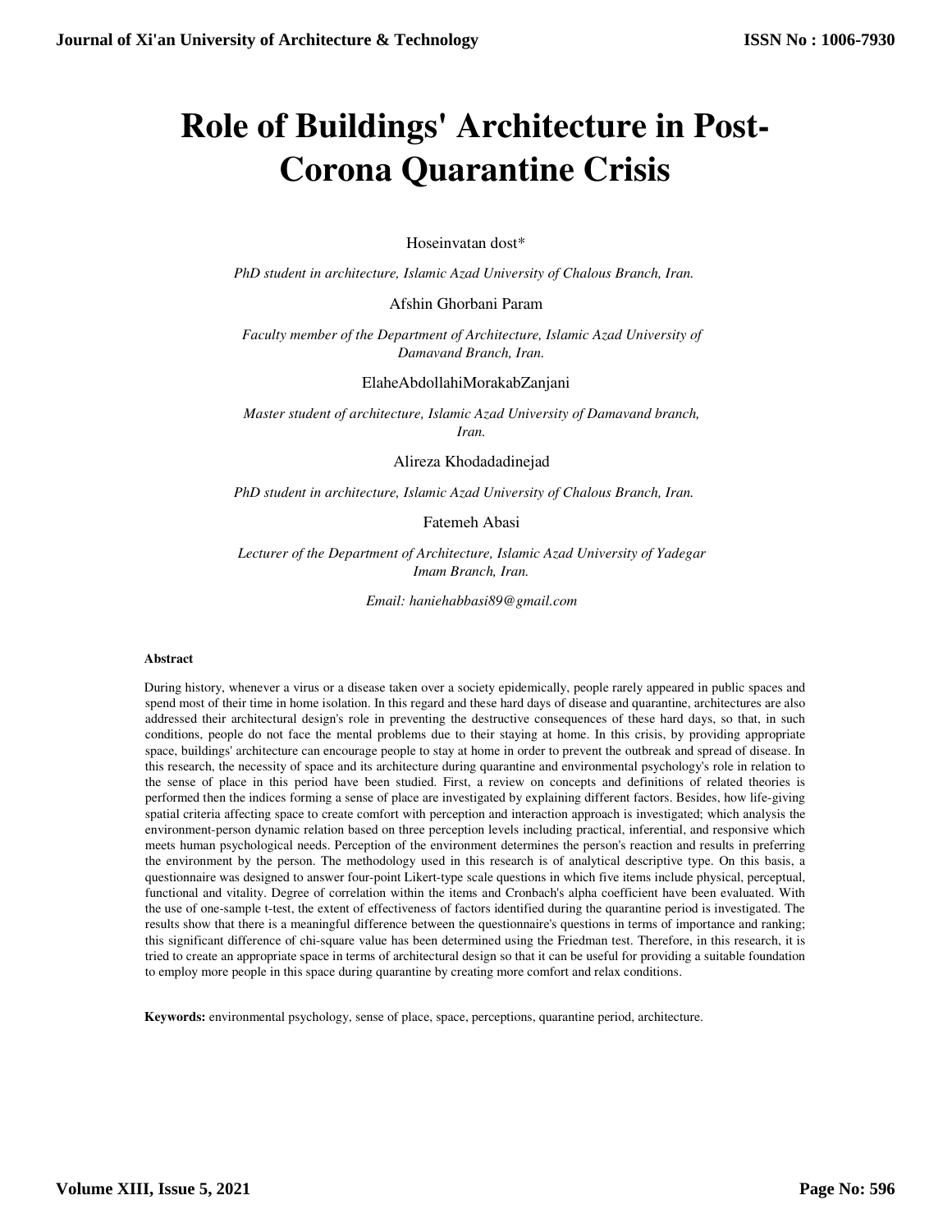# Role of Buildings' Architecture in Post-Corona Quarantine Crisis

Hoseinvatan dost*

*PhD student in architecture, Islamic Azad University of Chalous Branch, Iran.*

Afshin Ghorbani Param

*Faculty member of the Department of Architecture, Islamic Azad University of Damavand Branch, Iran.*

ElaheAbdollahiMorakabZanjani

*Master student of architecture, Islamic Azad University of Damavand branch, Iran.*

Alireza Khodadadinejad

*PhD student in architecture, Islamic Azad University of Chalous Branch, Iran.*

Fatemeh Abasi

*Lecturer of the Department of Architecture, Islamic Azad University of Yadegar Imam Branch, Iran.*

*Email: haniehabbasi89@gmail.com*

**Abstract**

During history, whenever a virus or a disease taken over a society epidemically, people rarely appeared in public spaces and spend most of their time in home isolation. In this regard and these hard days of disease and quarantine, architectures are also addressed their architectural design's role in preventing the destructive consequences of these hard days, so that, in such conditions, people do not face the mental problems due to their staying at home. In this crisis, by providing appropriate space, buildings' architecture can encourage people to stay at home in order to prevent the outbreak and spread of disease. In this research, the necessity of space and its architecture during quarantine and environmental psychology's role in relation to the sense of place in this period have been studied. First, a review on concepts and definitions of related theories is performed then the indices forming a sense of place are investigated by explaining different factors. Besides, how life-giving spatial criteria affecting space to create comfort with perception and interaction approach is investigated; which analysis the environment-person dynamic relation based on three perception levels including practical, inferential, and responsive which meets human psychological needs. Perception of the environment determines the person's reaction and results in preferring the environment by the person. The methodology used in this research is of analytical descriptive type. On this basis, a questionnaire was designed to answer four-point Likert-type scale questions in which five items include physical, perceptual, functional and vitality. Degree of correlation within the items and Cronbach's alpha coefficient have been evaluated. With the use of one-sample t-test, the extent of effectiveness of factors identified during the quarantine period is investigated. The results show that there is a meaningful difference between the questionnaire's questions in terms of importance and ranking; this significant difference of chi-square value has been determined using the Friedman test. Therefore, in this research, it is tried to create an appropriate space in terms of architectural design so that it can be useful for providing a suitable foundation to employ more people in this space during quarantine by creating more comfort and relax conditions.

**Keywords:** environmental psychology, sense of place, space, perceptions, quarantine period, architecture.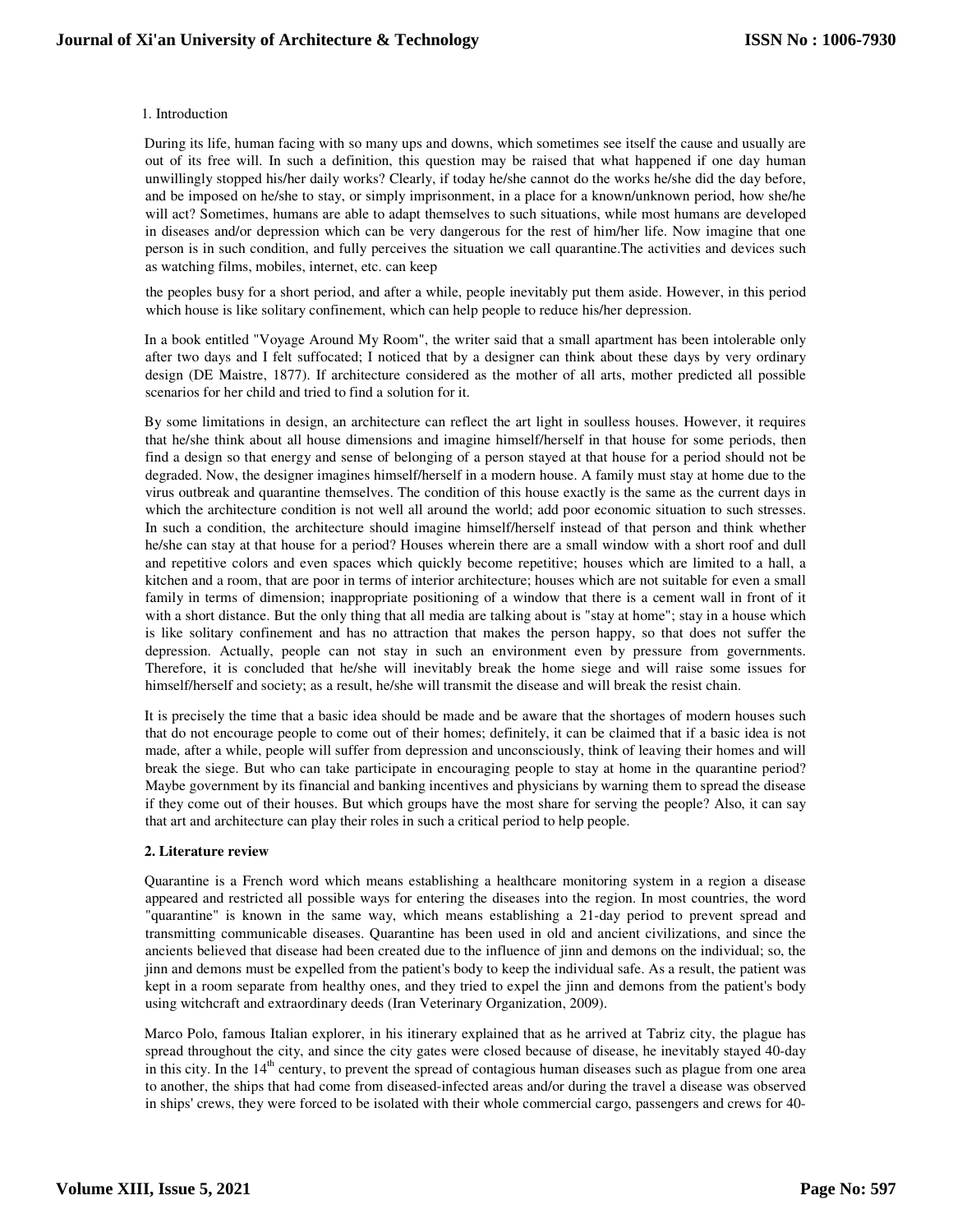## 1. Introduction

During its life, human facing with so many ups and downs, which sometimes see itself the cause and usually are out of its free will. In such a definition, this question may be raised that what happened if one day human unwillingly stopped his/her daily works? Clearly, if today he/she cannot do the works he/she did the day before, and be imposed on he/she to stay, or simply imprisonment, in a place for a known/unknown period, how she/he will act? Sometimes, humans are able to adapt themselves to such situations, while most humans are developed in diseases and/or depression which can be very dangerous for the rest of him/her life. Now imagine that one person is in such condition, and fully perceives the situation we call quarantine.The activities and devices such as watching films, mobiles, internet, etc. can keep

the peoples busy for a short period, and after a while, people inevitably put them aside. However, in this period which house is like solitary confinement, which can help people to reduce his/her depression.

In a book entitled "Voyage Around My Room", the writer said that a small apartment has been intolerable only after two days and I felt suffocated; I noticed that by a designer can think about these days by very ordinary design (DE Maistre, 1877). If architecture considered as the mother of all arts, mother predicted all possible scenarios for her child and tried to find a solution for it.

By some limitations in design, an architecture can reflect the art light in soulless houses. However, it requires that he/she think about all house dimensions and imagine himself/herself in that house for some periods, then find a design so that energy and sense of belonging of a person stayed at that house for a period should not be degraded. Now, the designer imagines himself/herself in a modern house. A family must stay at home due to the virus outbreak and quarantine themselves. The condition of this house exactly is the same as the current days in which the architecture condition is not well all around the world; add poor economic situation to such stresses. In such a condition, the architecture should imagine himself/herself instead of that person and think whether he/she can stay at that house for a period? Houses wherein there are a small window with a short roof and dull and repetitive colors and even spaces which quickly become repetitive; houses which are limited to a hall, a kitchen and a room, that are poor in terms of interior architecture; houses which are not suitable for even a small family in terms of dimension; inappropriate positioning of a window that there is a cement wall in front of it with a short distance. But the only thing that all media are talking about is "stay at home"; stay in a house which is like solitary confinement and has no attraction that makes the person happy, so that does not suffer the depression. Actually, people can not stay in such an environment even by pressure from governments. Therefore, it is concluded that he/she will inevitably break the home siege and will raise some issues for himself/herself and society; as a result, he/she will transmit the disease and will break the resist chain.

It is precisely the time that a basic idea should be made and be aware that the shortages of modern houses such that do not encourage people to come out of their homes; definitely, it can be claimed that if a basic idea is not made, after a while, people will suffer from depression and unconsciously, think of leaving their homes and will break the siege. But who can take participate in encouraging people to stay at home in the quarantine period? Maybe government by its financial and banking incentives and physicians by warning them to spread the disease if they come out of their houses. But which groups have the most share for serving the people? Also, it can say that art and architecture can play their roles in such a critical period to help people.

## 2. Literature review

Quarantine is a French word which means establishing a healthcare monitoring system in a region a disease appeared and restricted all possible ways for entering the diseases into the region. In most countries, the word "quarantine" is known in the same way, which means establishing a 21-day period to prevent spread and transmitting communicable diseases. Quarantine has been used in old and ancient civilizations, and since the ancients believed that disease had been created due to the influence of jinn and demons on the individual; so, the jinn and demons must be expelled from the patient's body to keep the individual safe. As a result, the patient was kept in a room separate from healthy ones, and they tried to expel the jinn and demons from the patient's body using witchcraft and extraordinary deeds (Iran Veterinary Organization, 2009).

Marco Polo, famous Italian explorer, in his itinerary explained that as he arrived at Tabriz city, the plague has spread throughout the city, and since the city gates were closed because of disease, he inevitably stayed 40-day in this city. In the 14th century, to prevent the spread of contagious human diseases such as plague from one area to another, the ships that had come from diseased-infected areas and/or during the travel a disease was observed in ships' crews, they were forced to be isolated with their whole commercial cargo, passengers and crews for 40-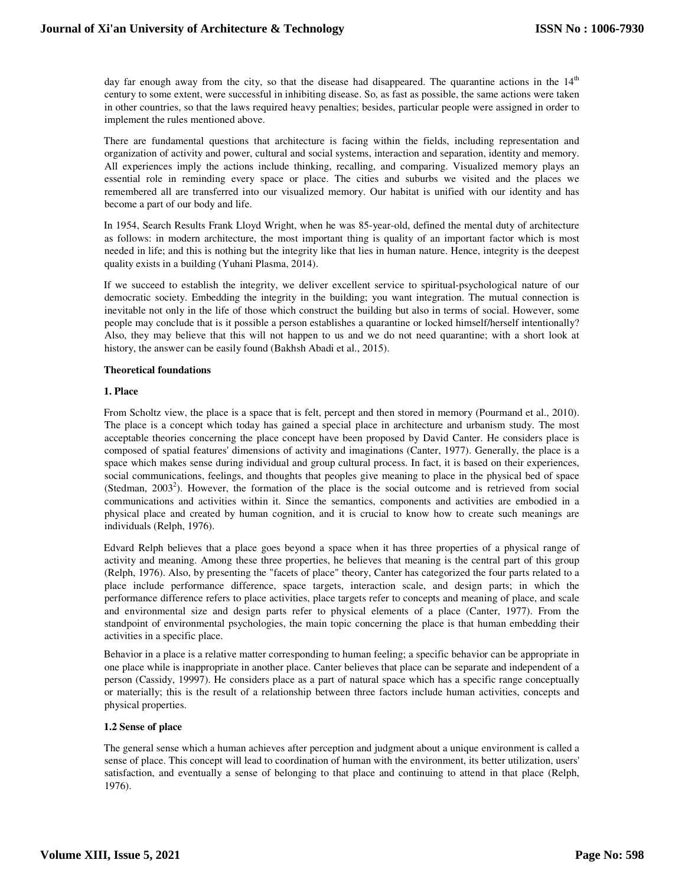day far enough away from the city, so that the disease had disappeared. The quarantine actions in the 14th century to some extent, were successful in inhibiting disease. So, as fast as possible, the same actions were taken in other countries, so that the laws required heavy penalties; besides, particular people were assigned in order to implement the rules mentioned above.

There are fundamental questions that architecture is facing within the fields, including representation and organization of activity and power, cultural and social systems, interaction and separation, identity and memory. All experiences imply the actions include thinking, recalling, and comparing. Visualized memory plays an essential role in reminding every space or place. The cities and suburbs we visited and the places we remembered all are transferred into our visualized memory. Our habitat is unified with our identity and has become a part of our body and life.

In 1954, Search Results Frank Lloyd Wright, when he was 85-year-old, defined the mental duty of architecture as follows: in modern architecture, the most important thing is quality of an important factor which is most needed in life; and this is nothing but the integrity like that lies in human nature. Hence, integrity is the deepest quality exists in a building (Yuhani Plasma, 2014).

If we succeed to establish the integrity, we deliver excellent service to spiritual-psychological nature of our democratic society. Embedding the integrity in the building; you want integration. The mutual connection is inevitable not only in the life of those which construct the building but also in terms of social. However, some people may conclude that is it possible a person establishes a quarantine or locked himself/herself intentionally? Also, they may believe that this will not happen to us and we do not need quarantine; with a short look at history, the answer can be easily found (Bakhsh Abadi et al., 2015).

**Theoretical foundations**

**1. Place**

From Scholtz view, the place is a space that is felt, percept and then stored in memory (Pourmand et al., 2010). The place is a concept which today has gained a special place in architecture and urbanism study. The most acceptable theories concerning the place concept have been proposed by David Canter. He considers place is composed of spatial features' dimensions of activity and imaginations (Canter, 1977). Generally, the place is a space which makes sense during individual and group cultural process. In fact, it is based on their experiences, social communications, feelings, and thoughts that peoples give meaning to place in the physical bed of space (Stedman, 2003[2]). However, the formation of the place is the social outcome and is retrieved from social communications and activities within it. Since the semantics, components and activities are embodied in a physical place and created by human cognition, and it is crucial to know how to create such meanings are individuals (Relph, 1976).

Edvard Relph believes that a place goes beyond a space when it has three properties of a physical range of activity and meaning. Among these three properties, he believes that meaning is the central part of this group (Relph, 1976). Also, by presenting the "facets of place" theory, Canter has categorized the four parts related to a place include performance difference, space targets, interaction scale, and design parts; in which the performance difference refers to place activities, place targets refer to concepts and meaning of place, and scale and environmental size and design parts refer to physical elements of a place (Canter, 1977). From the standpoint of environmental psychologies, the main topic concerning the place is that human embedding their activities in a specific place.

Behavior in a place is a relative matter corresponding to human feeling; a specific behavior can be appropriate in one place while is inappropriate in another place. Canter believes that place can be separate and independent of a person (Cassidy, 19997). He considers place as a part of natural space which has a specific range conceptually or materially; this is the result of a relationship between three factors include human activities, concepts and physical properties.

**1.2 Sense of place**

The general sense which a human achieves after perception and judgment about a unique environment is called a sense of place. This concept will lead to coordination of human with the environment, its better utilization, users' satisfaction, and eventually a sense of belonging to that place and continuing to attend in that place (Relph, 1976).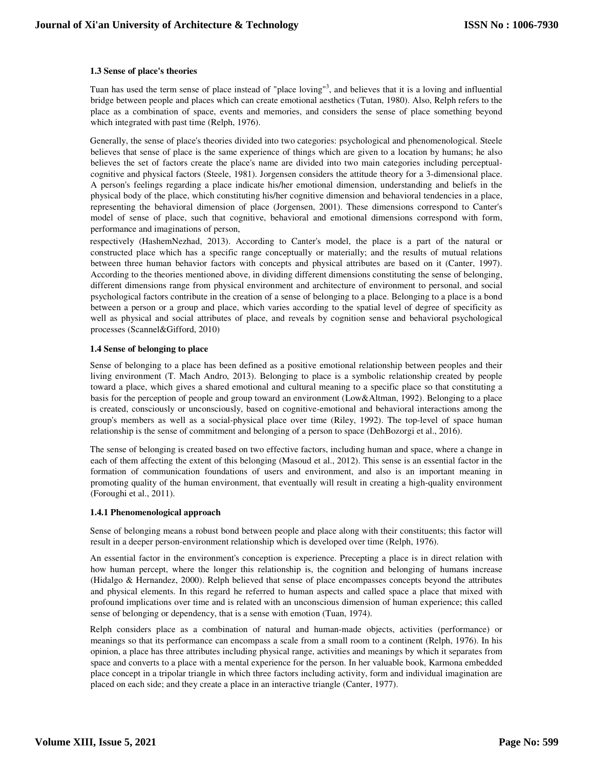### 1.3 Sense of place's theories

Tuan has used the term sense of place instead of "place loving"[3], and believes that it is a loving and influential bridge between people and places which can create emotional aesthetics (Tutan, 1980). Also, Relph refers to the place as a combination of space, events and memories, and considers the sense of place something beyond which integrated with past time (Relph, 1976).

Generally, the sense of place's theories divided into two categories: psychological and phenomenological. Steele believes that sense of place is the same experience of things which are given to a location by humans; he also believes the set of factors create the place's name are divided into two main categories including perceptual-cognitive and physical factors (Steele, 1981). Jorgensen considers the attitude theory for a 3-dimensional place. A person's feelings regarding a place indicate his/her emotional dimension, understanding and beliefs in the physical body of the place, which constituting his/her cognitive dimension and behavioral tendencies in a place, representing the behavioral dimension of place (Jorgensen, 2001). These dimensions correspond to Canter's model of sense of place, such that cognitive, behavioral and emotional dimensions correspond with form, performance and imaginations of person,
respectively (HashemNezhad, 2013). According to Canter's model, the place is a part of the natural or constructed place which has a specific range conceptually or materially; and the results of mutual relations between three human behavior factors with concepts and physical attributes are based on it (Canter, 1997). According to the theories mentioned above, in dividing different dimensions constituting the sense of belonging, different dimensions range from physical environment and architecture of environment to personal, and social psychological factors contribute in the creation of a sense of belonging to a place. Belonging to a place is a bond between a person or a group and place, which varies according to the spatial level of degree of specificity as well as physical and social attributes of place, and reveals by cognition sense and behavioral psychological processes (Scannel&Gifford, 2010)

### 1.4 Sense of belonging to place

Sense of belonging to a place has been defined as a positive emotional relationship between peoples and their living environment (T. Mach Andro, 2013). Belonging to place is a symbolic relationship created by people toward a place, which gives a shared emotional and cultural meaning to a specific place so that constituting a basis for the perception of people and group toward an environment (Low&Altman, 1992). Belonging to a place is created, consciously or unconsciously, based on cognitive-emotional and behavioral interactions among the group's members as well as a social-physical place over time (Riley, 1992). The top-level of space human relationship is the sense of commitment and belonging of a person to space (DehBozorgi et al., 2016).

The sense of belonging is created based on two effective factors, including human and space, where a change in each of them affecting the extent of this belonging (Masoud et al., 2012). This sense is an essential factor in the formation of communication foundations of users and environment, and also is an important meaning in promoting quality of the human environment, that eventually will result in creating a high-quality environment (Foroughi et al., 2011).

#### 1.4.1 Phenomenological approach

Sense of belonging means a robust bond between people and place along with their constituents; this factor will result in a deeper person-environment relationship which is developed over time (Relph, 1976).

An essential factor in the environment's conception is experience. Precepting a place is in direct relation with how human percept, where the longer this relationship is, the cognition and belonging of humans increase (Hidalgo & Hernandez, 2000). Relph believed that sense of place encompasses concepts beyond the attributes and physical elements. In this regard he referred to human aspects and called space a place that mixed with profound implications over time and is related with an unconscious dimension of human experience; this called sense of belonging or dependency, that is a sense with emotion (Tuan, 1974).

Relph considers place as a combination of natural and human-made objects, activities (performance) or meanings so that its performance can encompass a scale from a small room to a continent (Relph, 1976). In his opinion, a place has three attributes including physical range, activities and meanings by which it separates from space and converts to a place with a mental experience for the person. In her valuable book, Karmona embedded place concept in a tripolar triangle in which three factors including activity, form and individual imagination are placed on each side; and they create a place in an interactive triangle (Canter, 1977).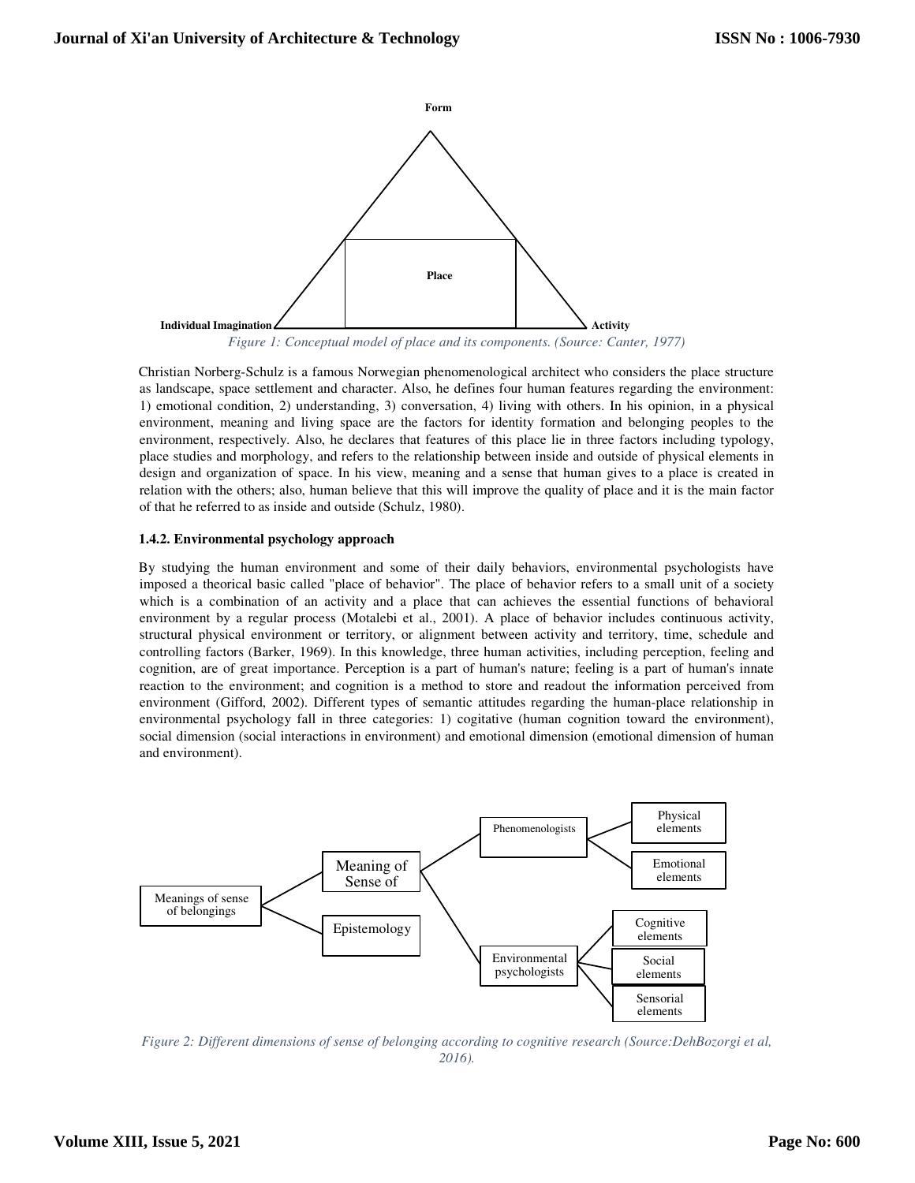Form

Place

Individual Imagination

Activity

*Figure 1: Conceptual model of place and its components. (Source: Canter, 1977)*

Christian Norberg-Schulz is a famous Norwegian phenomenological architect who considers the place structure as landscape, space settlement and character. Also, he defines four human features regarding the environment: 1) emotional condition, 2) understanding, 3) conversation, 4) living with others. In his opinion, in a physical environment, meaning and living space are the factors for identity formation and belonging peoples to the environment, respectively. Also, he declares that features of this place lie in three factors including typology, place studies and morphology, and refers to the relationship between inside and outside of physical elements in design and organization of space. In his view, meaning and a sense that human gives to a place is created in relation with the others; also, human believe that this will improve the quality of place and it is the main factor of that he referred to as inside and outside (Schulz, 1980).

**1.4.2. Environmental psychology approach**

By studying the human environment and some of their daily behaviors, environmental psychologists have imposed a theorical basic called "place of behavior". The place of behavior refers to a small unit of a society which is a combination of an activity and a place that can achieves the essential functions of behavioral environment by a regular process (Motalebi et al., 2001). A place of behavior includes continuous activity, structural physical environment or territory, or alignment between activity and territory, time, schedule and controlling factors (Barker, 1969). In this knowledge, three human activities, including perception, feeling and cognition, are of great importance. Perception is a part of human's nature; feeling is a part of human's innate reaction to the environment; and cognition is a method to store and readout the information perceived from environment (Gifford, 2002). Different types of semantic attitudes regarding the human-place relationship in environmental psychology fall in three categories: 1) cogitative (human cognition toward the environment), social dimension (social interactions in environment) and emotional dimension (emotional dimension of human and environment).

Meanings of sense of belongings

Meaning of Sense of

Epistemology

Phenomenologists

Physical elements

Emotional elements

Environmental psychologists

Cognitive elements

Social elements

Sensorial elements

*Figure 2: Different dimensions of sense of belonging according to cognitive research (Source:DehBozorgi et al, 2016).*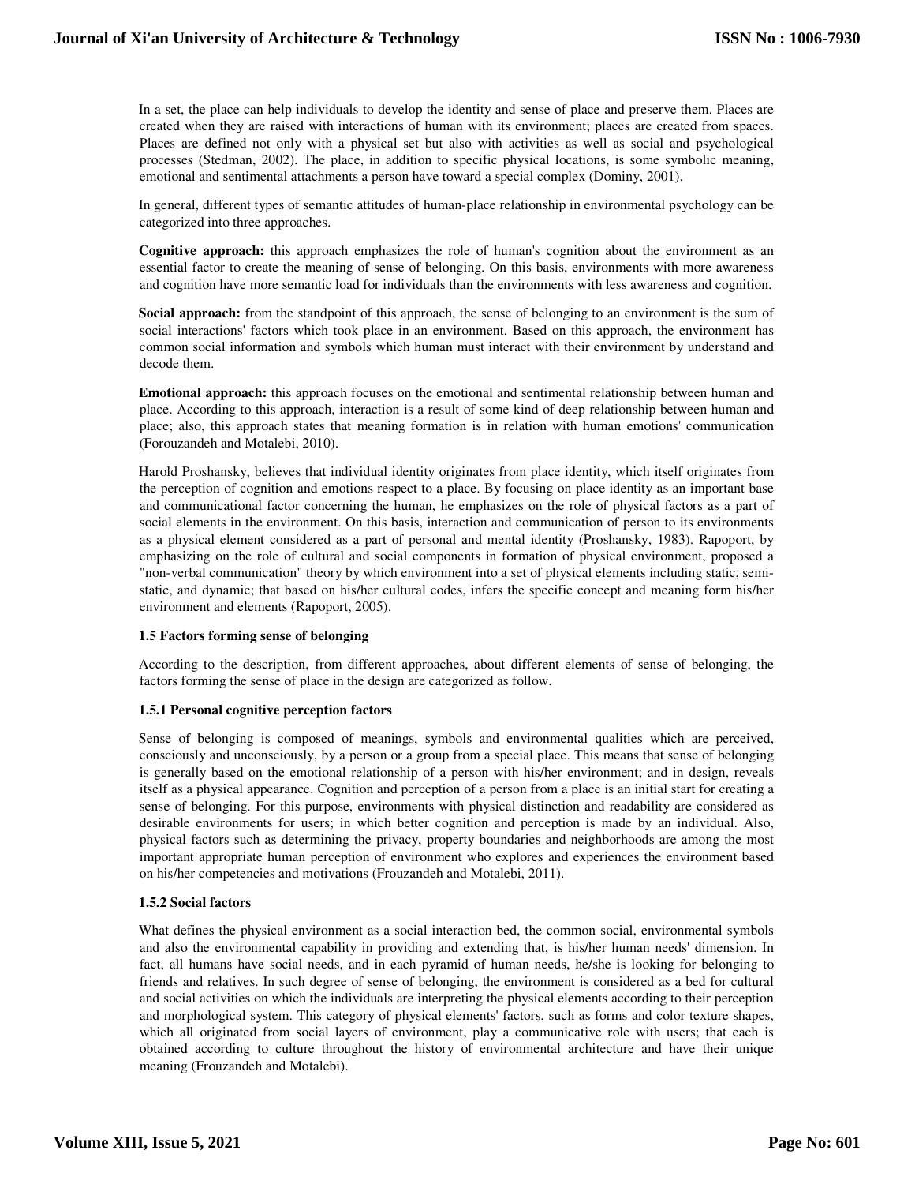In a set, the place can help individuals to develop the identity and sense of place and preserve them. Places are created when they are raised with interactions of human with its environment; places are created from spaces. Places are defined not only with a physical set but also with activities as well as social and psychological processes (Stedman, 2002). The place, in addition to specific physical locations, is some symbolic meaning, emotional and sentimental attachments a person have toward a special complex (Dominy, 2001).

In general, different types of semantic attitudes of human-place relationship in environmental psychology can be categorized into three approaches.

**Cognitive approach:** this approach emphasizes the role of human's cognition about the environment as an essential factor to create the meaning of sense of belonging. On this basis, environments with more awareness and cognition have more semantic load for individuals than the environments with less awareness and cognition.

**Social approach:** from the standpoint of this approach, the sense of belonging to an environment is the sum of social interactions' factors which took place in an environment. Based on this approach, the environment has common social information and symbols which human must interact with their environment by understand and decode them.

**Emotional approach:** this approach focuses on the emotional and sentimental relationship between human and place. According to this approach, interaction is a result of some kind of deep relationship between human and place; also, this approach states that meaning formation is in relation with human emotions' communication (Forouzandeh and Motalebi, 2010).

Harold Proshansky, believes that individual identity originates from place identity, which itself originates from the perception of cognition and emotions respect to a place. By focusing on place identity as an important base and communicational factor concerning the human, he emphasizes on the role of physical factors as a part of social elements in the environment. On this basis, interaction and communication of person to its environments as a physical element considered as a part of personal and mental identity (Proshansky, 1983). Rapoport, by emphasizing on the role of cultural and social components in formation of physical environment, proposed a "non-verbal communication" theory by which environment into a set of physical elements including static, semi-static, and dynamic; that based on his/her cultural codes, infers the specific concept and meaning form his/her environment and elements (Rapoport, 2005).

### 1.5 Factors forming sense of belonging

According to the description, from different approaches, about different elements of sense of belonging, the factors forming the sense of place in the design are categorized as follow.

#### 1.5.1 Personal cognitive perception factors

Sense of belonging is composed of meanings, symbols and environmental qualities which are perceived, consciously and unconsciously, by a person or a group from a special place. This means that sense of belonging is generally based on the emotional relationship of a person with his/her environment; and in design, reveals itself as a physical appearance. Cognition and perception of a person from a place is an initial start for creating a sense of belonging. For this purpose, environments with physical distinction and readability are considered as desirable environments for users; in which better cognition and perception is made by an individual. Also, physical factors such as determining the privacy, property boundaries and neighborhoods are among the most important appropriate human perception of environment who explores and experiences the environment based on his/her competencies and motivations (Frouzandeh and Motalebi, 2011).

#### 1.5.2 Social factors

What defines the physical environment as a social interaction bed, the common social, environmental symbols and also the environmental capability in providing and extending that, is his/her human needs' dimension. In fact, all humans have social needs, and in each pyramid of human needs, he/she is looking for belonging to friends and relatives. In such degree of sense of belonging, the environment is considered as a bed for cultural and social activities on which the individuals are interpreting the physical elements according to their perception and morphological system. This category of physical elements' factors, such as forms and color texture shapes, which all originated from social layers of environment, play a communicative role with users; that each is obtained according to culture throughout the history of environmental architecture and have their unique meaning (Frouzandeh and Motalebi).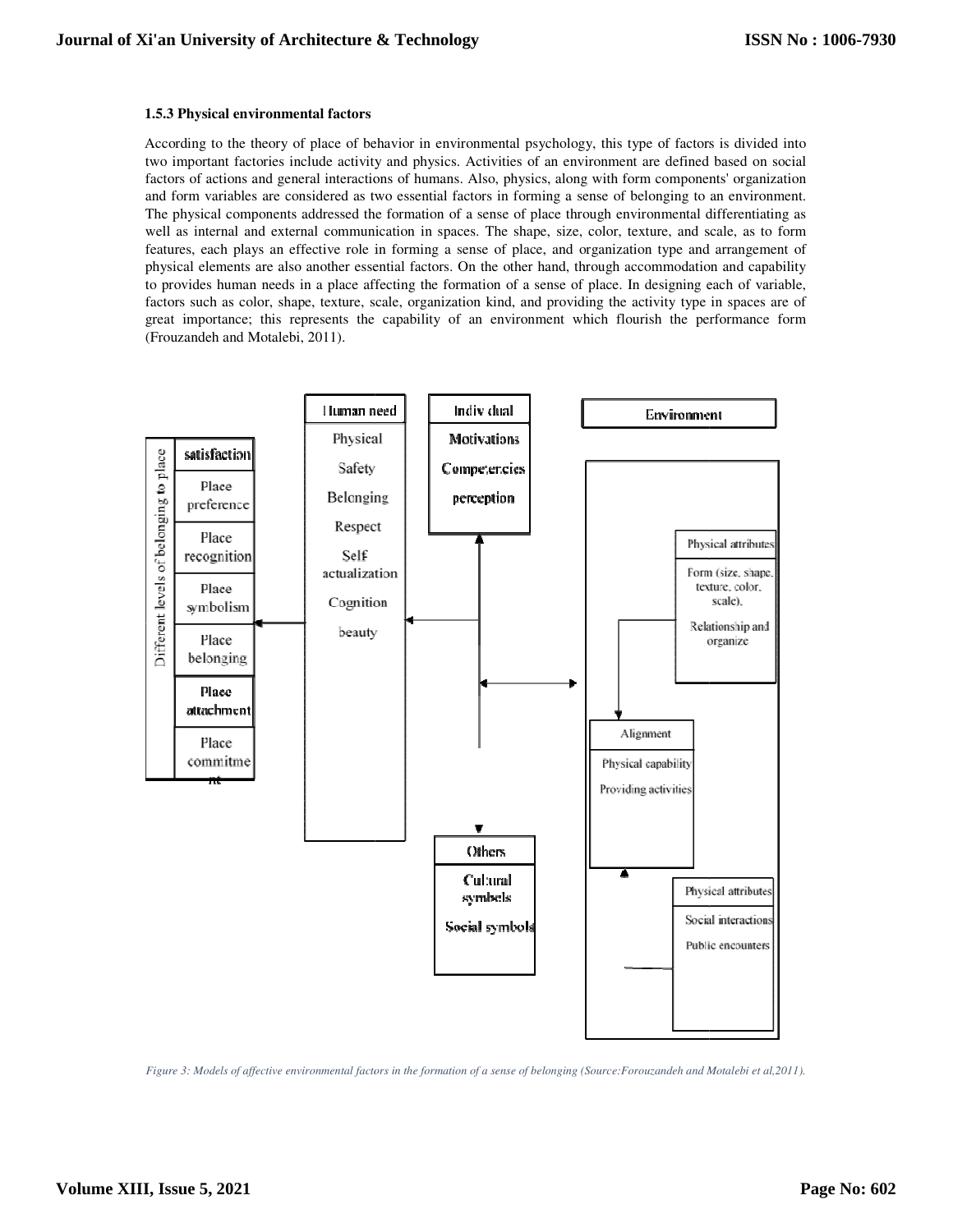### 1.5.3 Physical environmental factors

According to the theory of place of behavior in environmental psychology, this type of factors is divided into two important factories include activity and physics. Activities of an environment are defined based on social factors of actions and general interactions of humans. Also, physics, along with form components' organization and form variables are considered as two essential factors in forming a sense of belonging to an environment. The physical components addressed the formation of a sense of place through environmental differentiating as well as internal and external communication in spaces. The shape, size, color, texture, and scale, as to form features, each plays an effective role in forming a sense of place, and organization type and arrangement of physical elements are also another essential factors. On the other hand, through accommodation and capability to provides human needs in a place affecting the formation of a sense of place. In designing each of variable, factors such as color, shape, texture, scale, organization kind, and providing the activity type in spaces are of great importance; this represents the capability of an environment which flourish the performance form (Frouzandeh and Motalebi, 2011).

Different levels of belonging to place: satisfaction, Place preference, Place recognition, Place symbolism, Place belonging, Place attachment, Place commitment

Human need: Physical, Safety, Belonging, Respect, Self actualization, Cognition, beauty

Individual: Motivations, Competencies, perception

Others: Cultural symbols, Social symbols

Environment: Physical attributes: Form (size, shape, texture, color, scale), Relationship and organize; Alignment: Physical capability, Providing activities; Physical attributes: Social interactions, Public encounters

*Figure 3: Models of affective environmental factors in the formation of a sense of belonging (Source:Forouzandeh and Motalebi et al,2011).*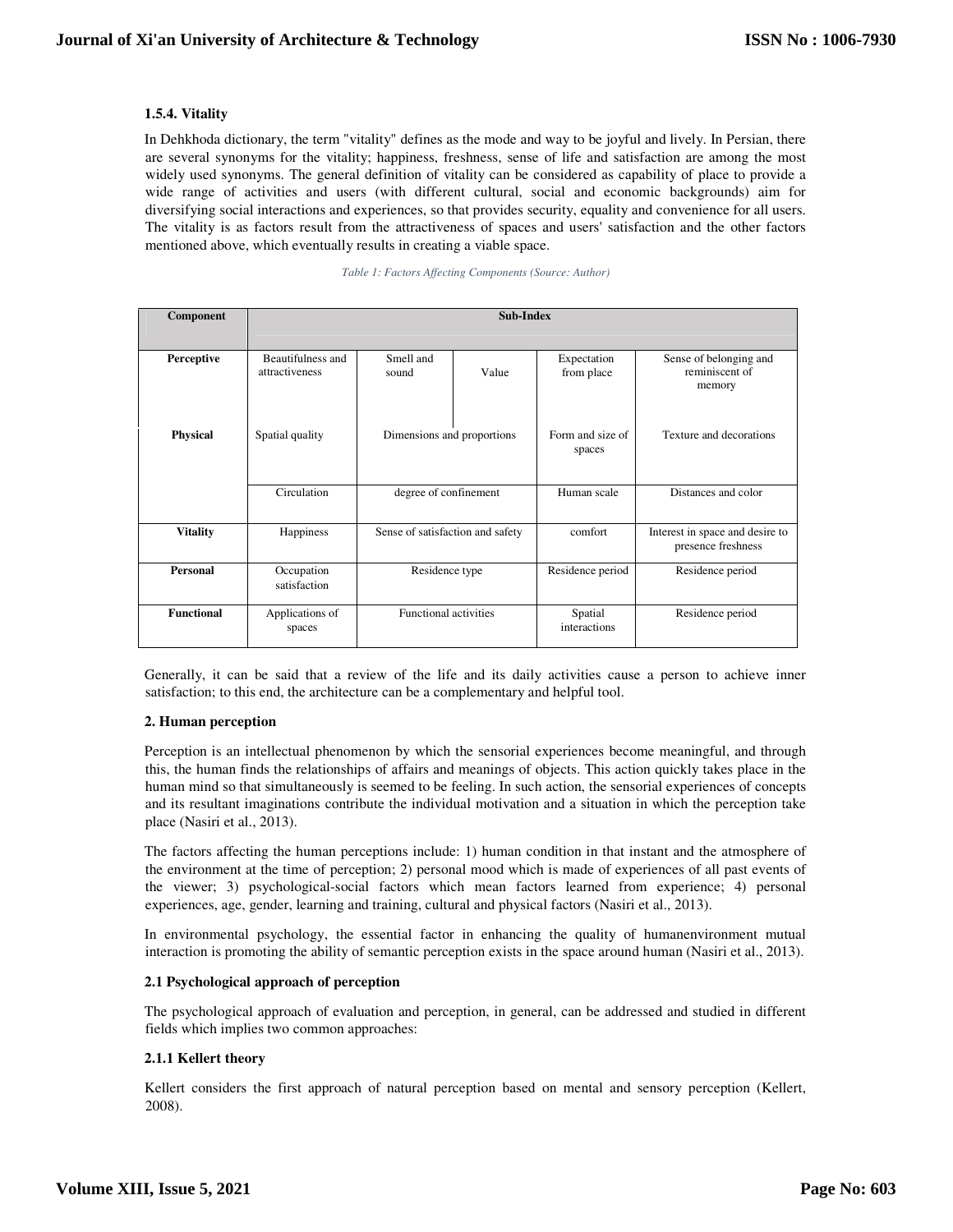### 1.5.4. Vitality

In Dehkhoda dictionary, the term "vitality" defines as the mode and way to be joyful and lively. In Persian, there are several synonyms for the vitality; happiness, freshness, sense of life and satisfaction are among the most widely used synonyms. The general definition of vitality can be considered as capability of place to provide a wide range of activities and users (with different cultural, social and economic backgrounds) aim for diversifying social interactions and experiences, so that provides security, equality and convenience for all users. The vitality is as factors result from the attractiveness of spaces and users' satisfaction and the other factors mentioned above, which eventually results in creating a viable space.

*Table 1: Factors Affecting Components (Source: Author)*

| Component | Sub-Index | | | | |
|---|---|---|---|---|---|
| **Perceptive** | Beautifulness and attractiveness | Smell and sound | Value | Expectation from place | Sense of belonging and reminiscent of memory |
| **Physical** | Spatial quality | Dimensions and proportions | | Form and size of spaces | Texture and decorations |
| | Circulation | degree of confinement | | Human scale | Distances and color |
| **Vitality** | Happiness | Sense of satisfaction and safety | | comfort | Interest in space and desire to presence freshness |
| **Personal** | Occupation satisfaction | Residence type | | Residence period | Residence period |
| **Functional** | Applications of spaces | Functional activities | | Spatial interactions | Residence period |

Generally, it can be said that a review of the life and its daily activities cause a person to achieve inner satisfaction; to this end, the architecture can be a complementary and helpful tool.

## 2. Human perception

Perception is an intellectual phenomenon by which the sensorial experiences become meaningful, and through this, the human finds the relationships of affairs and meanings of objects. This action quickly takes place in the human mind so that simultaneously is seemed to be feeling. In such action, the sensorial experiences of concepts and its resultant imaginations contribute the individual motivation and a situation in which the perception take place (Nasiri et al., 2013).

The factors affecting the human perceptions include: 1) human condition in that instant and the atmosphere of the environment at the time of perception; 2) personal mood which is made of experiences of all past events of the viewer; 3) psychological-social factors which mean factors learned from experience; 4) personal experiences, age, gender, learning and training, cultural and physical factors (Nasiri et al., 2013).

In environmental psychology, the essential factor in enhancing the quality of humanenvironment mutual interaction is promoting the ability of semantic perception exists in the space around human (Nasiri et al., 2013).

### 2.1 Psychological approach of perception

The psychological approach of evaluation and perception, in general, can be addressed and studied in different fields which implies two common approaches:

#### 2.1.1 Kellert theory

Kellert considers the first approach of natural perception based on mental and sensory perception (Kellert, 2008).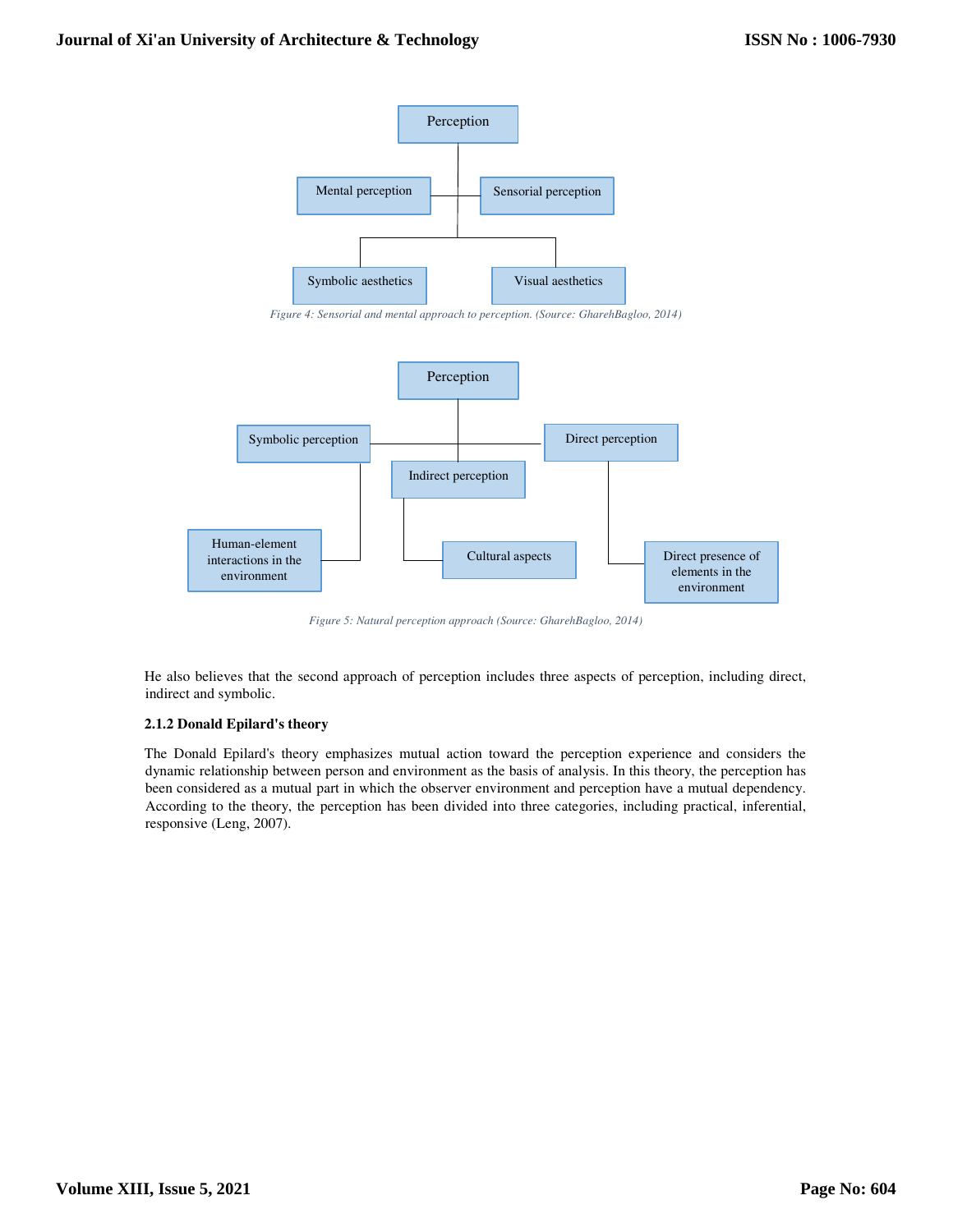Perception

Mental perception | Sensorial perception

Symbolic aesthetics | Visual aesthetics

*Figure 4: Sensorial and mental approach to perception. (Source: GharehBagloo, 2014)*

Perception

Symbolic perception | Indirect perception | Direct perception

Human-element interactions in the environment | Cultural aspects | Direct presence of elements in the environment

*Figure 5: Natural perception approach (Source: GharehBagloo, 2014)*

He also believes that the second approach of perception includes three aspects of perception, including direct, indirect and symbolic.

### 2.1.2 Donald Epilard's theory

The Donald Epilard's theory emphasizes mutual action toward the perception experience and considers the dynamic relationship between person and environment as the basis of analysis. In this theory, the perception has been considered as a mutual part in which the observer environment and perception have a mutual dependency. According to the theory, the perception has been divided into three categories, including practical, inferential, responsive (Leng, 2007).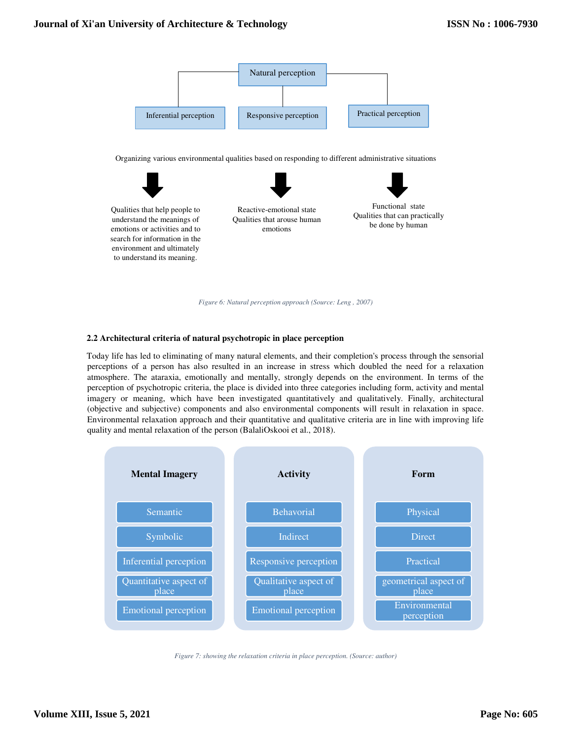Natural perception

Inferential perception | Responsive perception | Practical perception

Organizing various environmental qualities based on responding to different administrative situations

Qualities that help people to understand the meanings of emotions or activities and to search for information in the environment and ultimately to understand its meaning.

Reactive-emotional state Qualities that arouse human emotions

Functional state Qualities that can practically be done by human

*Figure 6: Natural perception approach (Source: Leng , 2007)*

### 2.2 Architectural criteria of natural psychotropic in place perception

Today life has led to eliminating of many natural elements, and their completion's process through the sensorial perceptions of a person has also resulted in an increase in stress which doubled the need for a relaxation atmosphere. The ataraxia, emotionally and mentally, strongly depends on the environment. In terms of the perception of psychotropic criteria, the place is divided into three categories including form, activity and mental imagery or meaning, which have been investigated quantitatively and qualitatively. Finally, architectural (objective and subjective) components and also environmental components will result in relaxation in space. Environmental relaxation approach and their quantitative and qualitative criteria are in line with improving life quality and mental relaxation of the person (BalaliOskooi et al., 2018).

| Mental Imagery | Activity | Form |
|---|---|---|
| Semantic | Behavorial | Physical |
| Symbolic | Indirect | Direct |
| Inferential perception | Responsive perception | Practical |
| Quantitative aspect of place | Qualitative aspect of place | geometrical aspect of place |
| Emotional perception | Emotional perception | Environmental perception |

*Figure 7: showing the relaxation criteria in place perception. (Source: author)*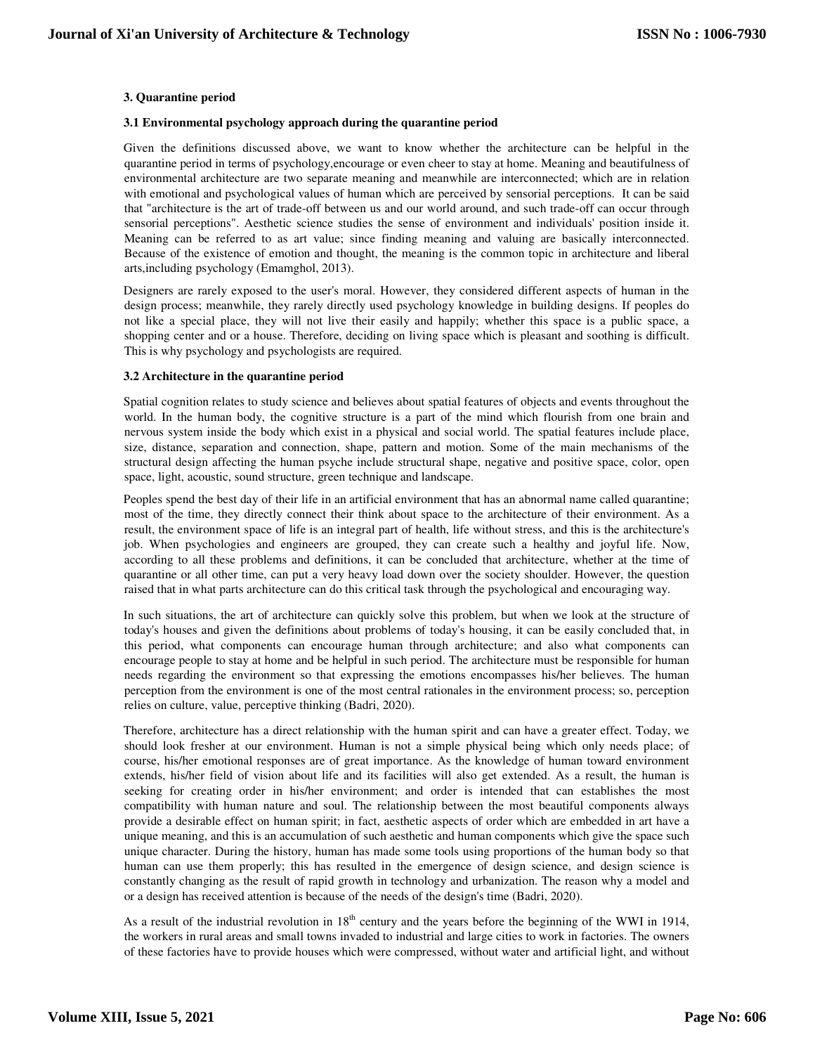### 3. Quarantine period

#### 3.1 Environmental psychology approach during the quarantine period

Given the definitions discussed above, we want to know whether the architecture can be helpful in the quarantine period in terms of psychology,encourage or even cheer to stay at home. Meaning and beautifulness of environmental architecture are two separate meaning and meanwhile are interconnected; which are in relation with emotional and psychological values of human which are perceived by sensorial perceptions. It can be said that "architecture is the art of trade-off between us and our world around, and such trade-off can occur through sensorial perceptions". Aesthetic science studies the sense of environment and individuals' position inside it. Meaning can be referred to as art value; since finding meaning and valuing are basically interconnected. Because of the existence of emotion and thought, the meaning is the common topic in architecture and liberal arts,including psychology (Emamghol, 2013).

Designers are rarely exposed to the user's moral. However, they considered different aspects of human in the design process; meanwhile, they rarely directly used psychology knowledge in building designs. If peoples do not like a special place, they will not live their easily and happily; whether this space is a public space, a shopping center and or a house. Therefore, deciding on living space which is pleasant and soothing is difficult. This is why psychology and psychologists are required.

#### 3.2 Architecture in the quarantine period

Spatial cognition relates to study science and believes about spatial features of objects and events throughout the world. In the human body, the cognitive structure is a part of the mind which flourish from one brain and nervous system inside the body which exist in a physical and social world. The spatial features include place, size, distance, separation and connection, shape, pattern and motion. Some of the main mechanisms of the structural design affecting the human psyche include structural shape, negative and positive space, color, open space, light, acoustic, sound structure, green technique and landscape.

Peoples spend the best day of their life in an artificial environment that has an abnormal name called quarantine; most of the time, they directly connect their think about space to the architecture of their environment. As a result, the environment space of life is an integral part of health, life without stress, and this is the architecture's job. When psychologies and engineers are grouped, they can create such a healthy and joyful life. Now, according to all these problems and definitions, it can be concluded that architecture, whether at the time of quarantine or all other time, can put a very heavy load down over the society shoulder. However, the question raised that in what parts architecture can do this critical task through the psychological and encouraging way.

In such situations, the art of architecture can quickly solve this problem, but when we look at the structure of today's houses and given the definitions about problems of today's housing, it can be easily concluded that, in this period, what components can encourage human through architecture; and also what components can encourage people to stay at home and be helpful in such period. The architecture must be responsible for human needs regarding the environment so that expressing the emotions encompasses his/her believes. The human perception from the environment is one of the most central rationales in the environment process; so, perception relies on culture, value, perceptive thinking (Badri, 2020).

Therefore, architecture has a direct relationship with the human spirit and can have a greater effect. Today, we should look fresher at our environment. Human is not a simple physical being which only needs place; of course, his/her emotional responses are of great importance. As the knowledge of human toward environment extends, his/her field of vision about life and its facilities will also get extended. As a result, the human is seeking for creating order in his/her environment; and order is intended that can establishes the most compatibility with human nature and soul. The relationship between the most beautiful components always provide a desirable effect on human spirit; in fact, aesthetic aspects of order which are embedded in art have a unique meaning, and this is an accumulation of such aesthetic and human components which give the space such unique character. During the history, human has made some tools using proportions of the human body so that human can use them properly; this has resulted in the emergence of design science, and design science is constantly changing as the result of rapid growth in technology and urbanization. The reason why a model and or a design has received attention is because of the needs of the design's time (Badri, 2020).

As a result of the industrial revolution in 18th century and the years before the beginning of the WWI in 1914, the workers in rural areas and small towns invaded to industrial and large cities to work in factories. The owners of these factories have to provide houses which were compressed, without water and artificial light, and without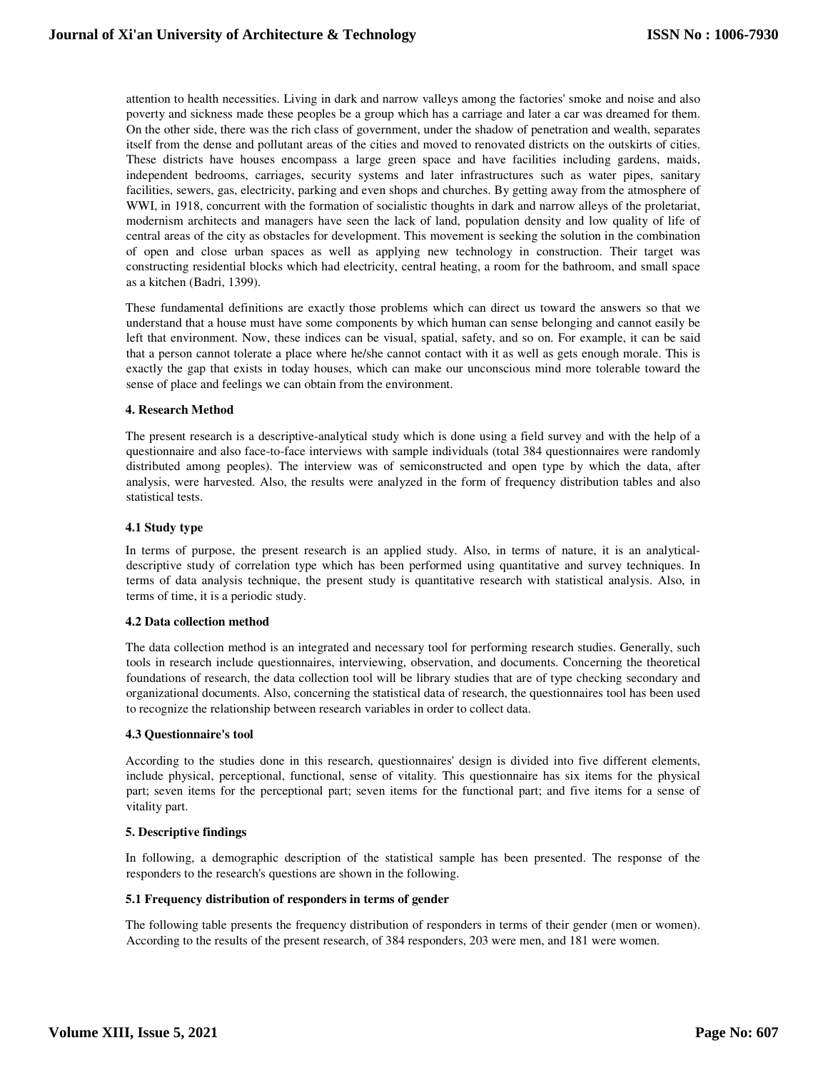attention to health necessities. Living in dark and narrow valleys among the factories' smoke and noise and also poverty and sickness made these peoples be a group which has a carriage and later a car was dreamed for them. On the other side, there was the rich class of government, under the shadow of penetration and wealth, separates itself from the dense and pollutant areas of the cities and moved to renovated districts on the outskirts of cities. These districts have houses encompass a large green space and have facilities including gardens, maids, independent bedrooms, carriages, security systems and later infrastructures such as water pipes, sanitary facilities, sewers, gas, electricity, parking and even shops and churches. By getting away from the atmosphere of WWI, in 1918, concurrent with the formation of socialistic thoughts in dark and narrow alleys of the proletariat, modernism architects and managers have seen the lack of land, population density and low quality of life of central areas of the city as obstacles for development. This movement is seeking the solution in the combination of open and close urban spaces as well as applying new technology in construction. Their target was constructing residential blocks which had electricity, central heating, a room for the bathroom, and small space as a kitchen (Badri, 1399).

These fundamental definitions are exactly those problems which can direct us toward the answers so that we understand that a house must have some components by which human can sense belonging and cannot easily be left that environment. Now, these indices can be visual, spatial, safety, and so on. For example, it can be said that a person cannot tolerate a place where he/she cannot contact with it as well as gets enough morale. This is exactly the gap that exists in today houses, which can make our unconscious mind more tolerable toward the sense of place and feelings we can obtain from the environment.

## 4. Research Method

The present research is a descriptive-analytical study which is done using a field survey and with the help of a questionnaire and also face-to-face interviews with sample individuals (total 384 questionnaires were randomly distributed among peoples). The interview was of semiconstructed and open type by which the data, after analysis, were harvested. Also, the results were analyzed in the form of frequency distribution tables and also statistical tests.

### 4.1 Study type

In terms of purpose, the present research is an applied study. Also, in terms of nature, it is an analytical-descriptive study of correlation type which has been performed using quantitative and survey techniques. In terms of data analysis technique, the present study is quantitative research with statistical analysis. Also, in terms of time, it is a periodic study.

### 4.2 Data collection method

The data collection method is an integrated and necessary tool for performing research studies. Generally, such tools in research include questionnaires, interviewing, observation, and documents. Concerning the theoretical foundations of research, the data collection tool will be library studies that are of type checking secondary and organizational documents. Also, concerning the statistical data of research, the questionnaires tool has been used to recognize the relationship between research variables in order to collect data.

### 4.3 Questionnaire's tool

According to the studies done in this research, questionnaires' design is divided into five different elements, include physical, perceptional, functional, sense of vitality. This questionnaire has six items for the physical part; seven items for the perceptional part; seven items for the functional part; and five items for a sense of vitality part.

## 5. Descriptive findings

In following, a demographic description of the statistical sample has been presented. The response of the responders to the research's questions are shown in the following.

### 5.1 Frequency distribution of responders in terms of gender

The following table presents the frequency distribution of responders in terms of their gender (men or women). According to the results of the present research, of 384 responders, 203 were men, and 181 were women.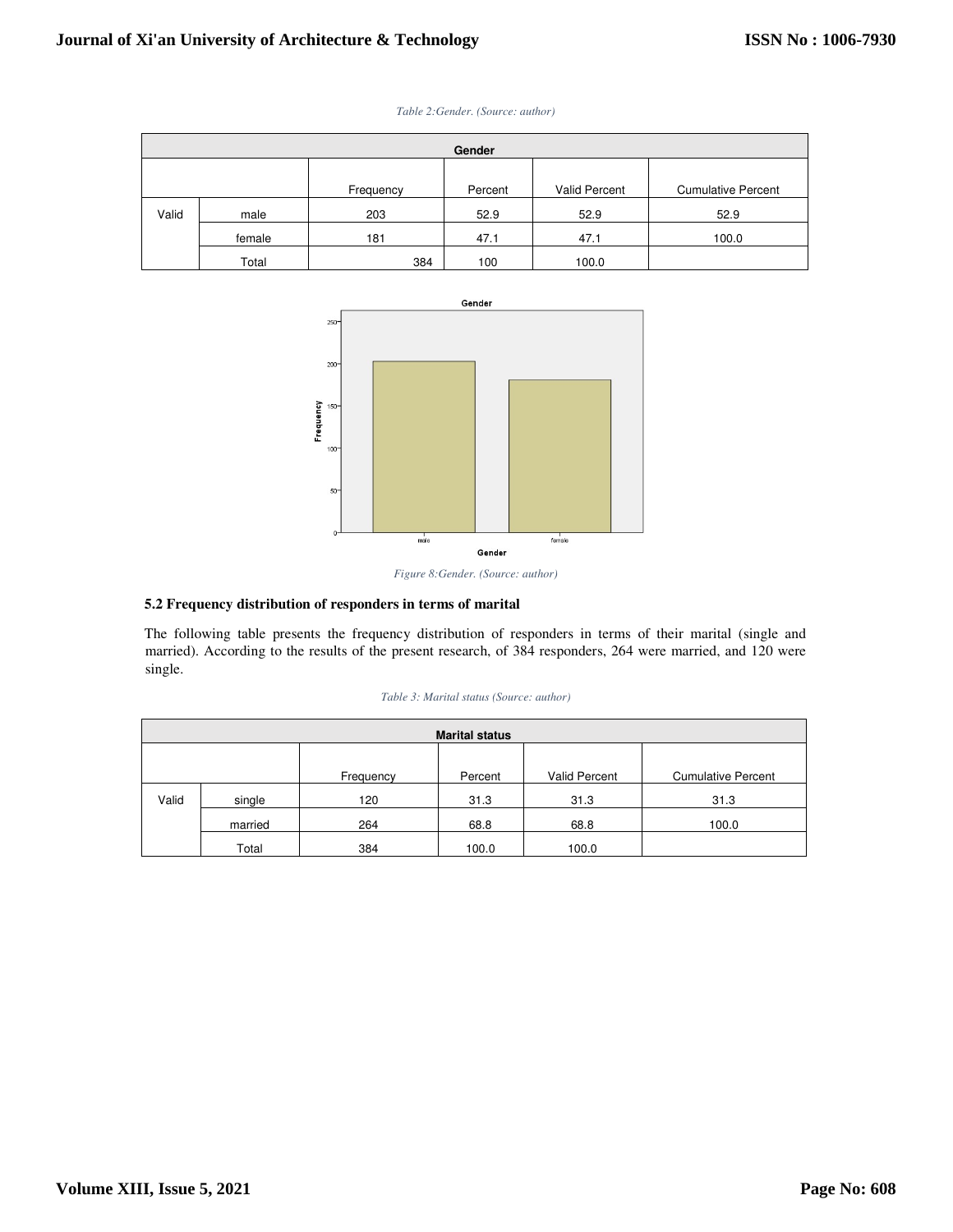*Table 2:Gender. (Source: author)*

| Gender | | | | | |
|---|---|---|---|---|---|
| | | Frequency | Percent | Valid Percent | Cumulative Percent |
| Valid | male | 203 | 52.9 | 52.9 | 52.9 |
| | female | 181 | 47.1 | 47.1 | 100.0 |
| | Total | 384 | 100 | 100.0 | |

*Figure 8:Gender. (Source: author)*

### 5.2 Frequency distribution of responders in terms of marital

The following table presents the frequency distribution of responders in terms of their marital (single and married). According to the results of the present research, of 384 responders, 264 were married, and 120 were single.

*Table 3: Marital status (Source: author)*

| Marital status | | | | | |
|---|---|---|---|---|---|
| | | Frequency | Percent | Valid Percent | Cumulative Percent |
| Valid | single | 120 | 31.3 | 31.3 | 31.3 |
| | married | 264 | 68.8 | 68.8 | 100.0 |
| | Total | 384 | 100.0 | 100.0 | |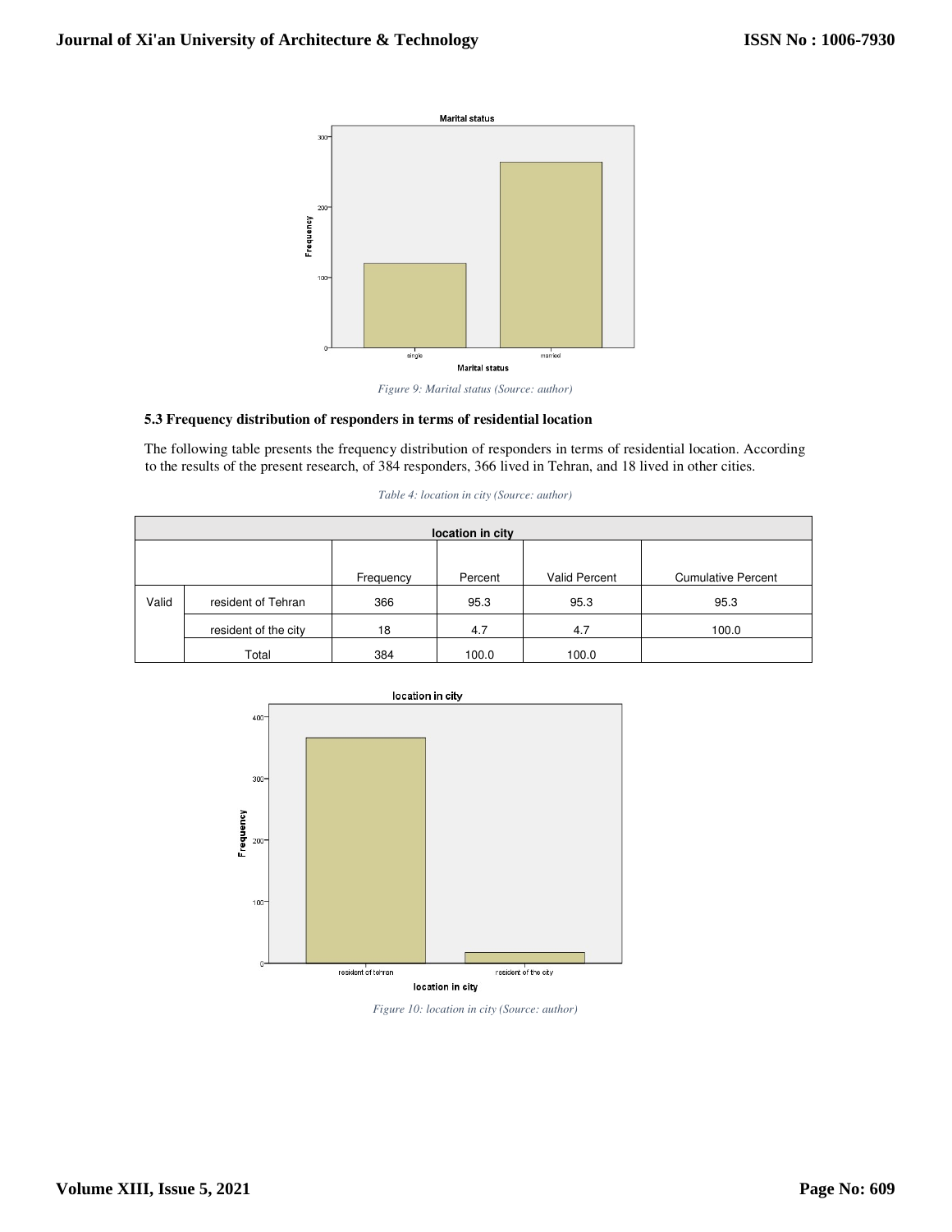Figure 9: Marital status (Source: author)

### 5.3 Frequency distribution of responders in terms of residential location

The following table presents the frequency distribution of responders in terms of residential location. According to the results of the present research, of 384 responders, 366 lived in Tehran, and 18 lived in other cities.

*Table 4: location in city (Source: author)*

| location in city | | | | | |
|---|---|---|---|---|---|
| | | Frequency | Percent | Valid Percent | Cumulative Percent |
| Valid | resident of Tehran | 366 | 95.3 | 95.3 | 95.3 |
| | resident of the city | 18 | 4.7 | 4.7 | 100.0 |
| | Total | 384 | 100.0 | 100.0 | |

Figure 10: location in city (Source: author)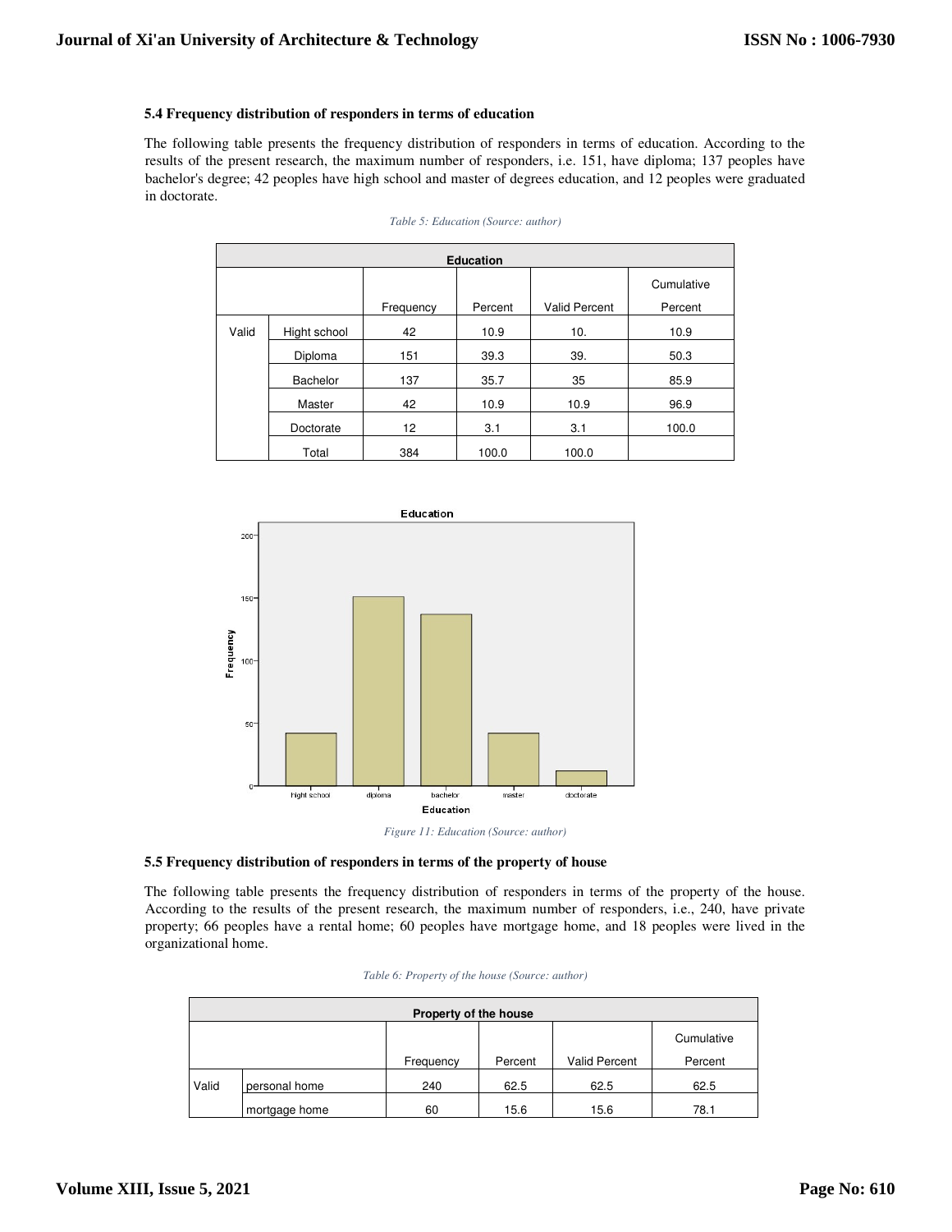### 5.4 Frequency distribution of responders in terms of education

The following table presents the frequency distribution of responders in terms of education. According to the results of the present research, the maximum number of responders, i.e. 151, have diploma; 137 peoples have bachelor's degree; 42 peoples have high school and master of degrees education, and 12 peoples were graduated in doctorate.

*Table 5: Education (Source: author)*

| Education | | | | | |
|---|---|---|---|---|---|
| | | Frequency | Percent | Valid Percent | Cumulative Percent |
| Valid | Hight school | 42 | 10.9 | 10. | 10.9 |
| | Diploma | 151 | 39.3 | 39. | 50.3 |
| | Bachelor | 137 | 35.7 | 35 | 85.9 |
| | Master | 42 | 10.9 | 10.9 | 96.9 |
| | Doctorate | 12 | 3.1 | 3.1 | 100.0 |
| | Total | 384 | 100.0 | 100.0 | |

*Figure 11: Education (Source: author)*

### 5.5 Frequency distribution of responders in terms of the property of house

The following table presents the frequency distribution of responders in terms of the property of the house. According to the results of the present research, the maximum number of responders, i.e., 240, have private property; 66 peoples have a rental home; 60 peoples have mortgage home, and 18 peoples were lived in the organizational home.

*Table 6: Property of the house (Source: author)*

| Property of the house | | | | | |
|---|---|---|---|---|---|
| | | Frequency | Percent | Valid Percent | Cumulative Percent |
| Valid | personal home | 240 | 62.5 | 62.5 | 62.5 |
| | mortgage home | 60 | 15.6 | 15.6 | 78.1 |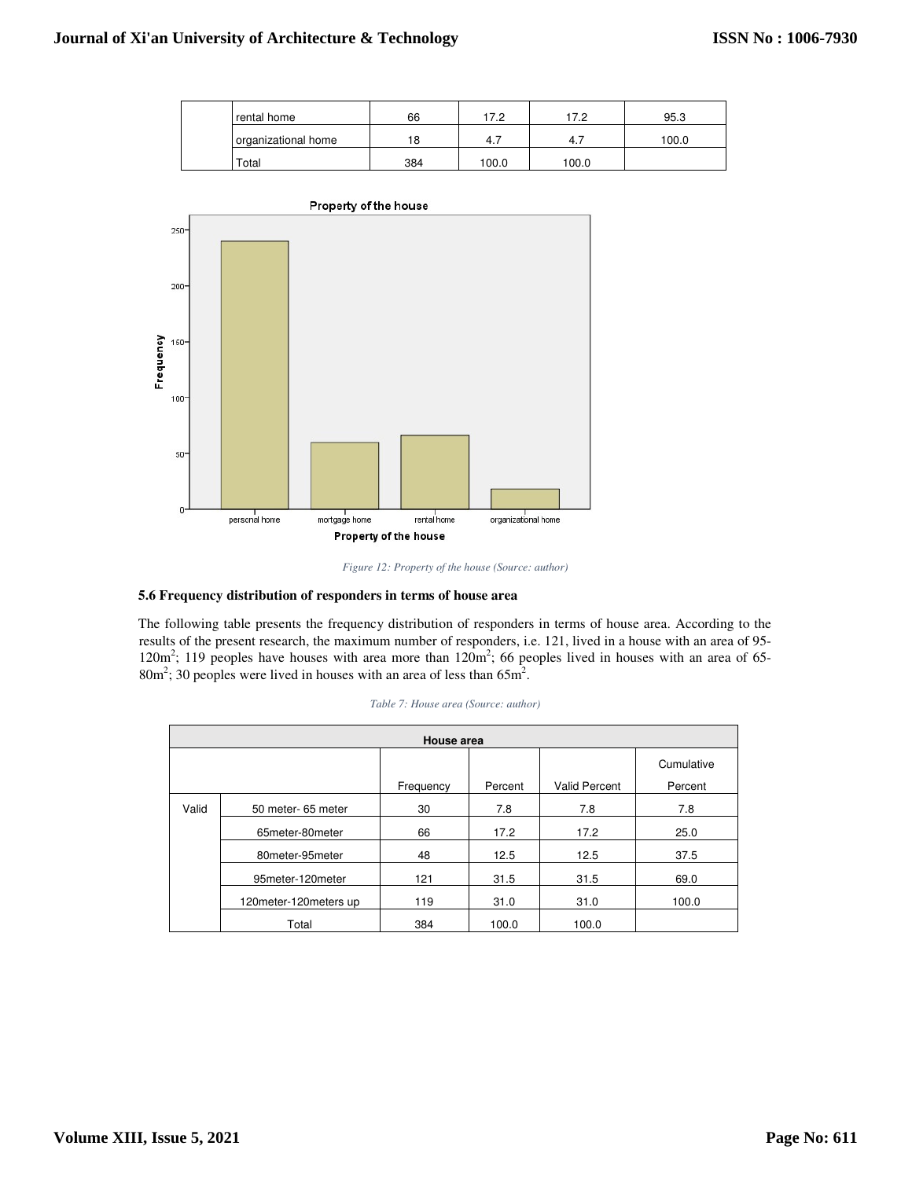| | | | | | |
|---|---|---|---|---|---|
| | rental home | 66 | 17.2 | 17.2 | 95.3 |
| | organizational home | 18 | 4.7 | 4.7 | 100.0 |
| | Total | 384 | 100.0 | 100.0 | |

*Figure 12: Property of the house (Source: author)*

### 5.6 Frequency distribution of responders in terms of house area

The following table presents the frequency distribution of responders in terms of house area. According to the results of the present research, the maximum number of responders, i.e. 121, lived in a house with an area of 95-120m$^2$; 119 peoples have houses with area more than 120m$^2$; 66 peoples lived in houses with an area of 65-80m$^2$; 30 peoples were lived in houses with an area of less than 65m$^2$.

*Table 7: House area (Source: author)*

| House area | | | | | |
|---|---|---|---|---|---|
| | | Frequency | Percent | Valid Percent | Cumulative Percent |
| Valid | 50 meter- 65 meter | 30 | 7.8 | 7.8 | 7.8 |
| | 65meter-80meter | 66 | 17.2 | 17.2 | 25.0 |
| | 80meter-95meter | 48 | 12.5 | 12.5 | 37.5 |
| | 95meter-120meter | 121 | 31.5 | 31.5 | 69.0 |
| | 120meter-120meters up | 119 | 31.0 | 31.0 | 100.0 |
| | Total | 384 | 100.0 | 100.0 | |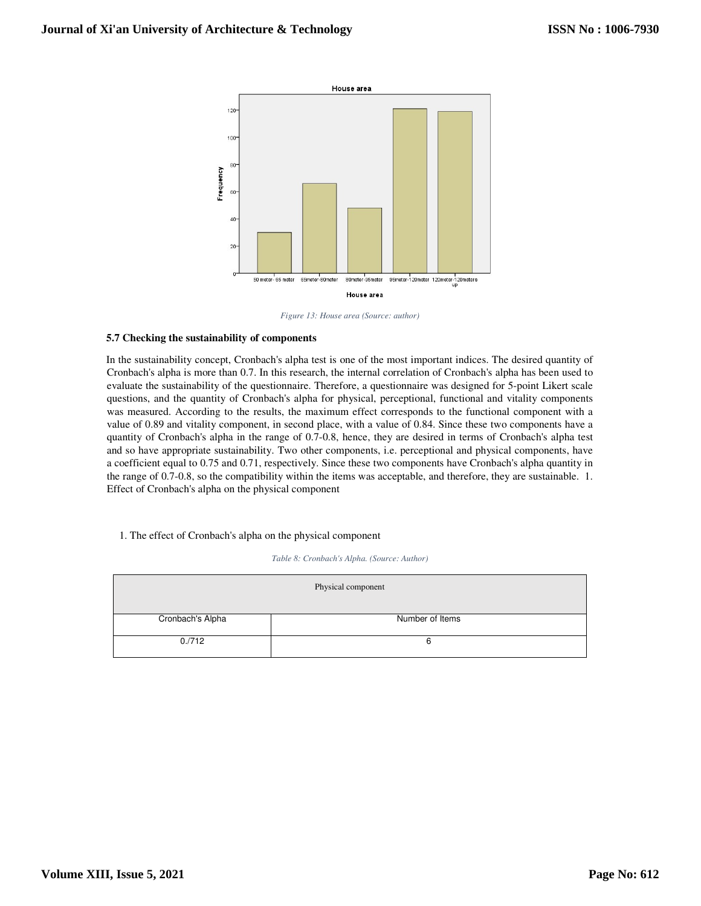Figure 13: House area (Source: author)

### 5.7 Checking the sustainability of components

In the sustainability concept, Cronbach's alpha test is one of the most important indices. The desired quantity of Cronbach's alpha is more than 0.7. In this research, the internal correlation of Cronbach's alpha has been used to evaluate the sustainability of the questionnaire. Therefore, a questionnaire was designed for 5-point Likert scale questions, and the quantity of Cronbach's alpha for physical, perceptional, functional and vitality components was measured. According to the results, the maximum effect corresponds to the functional component with a value of 0.89 and vitality component, in second place, with a value of 0.84. Since these two components have a quantity of Cronbach's alpha in the range of 0.7-0.8, hence, they are desired in terms of Cronbach's alpha test and so have appropriate sustainability. Two other components, i.e. perceptional and physical components, have a coefficient equal to 0.75 and 0.71, respectively. Since these two components have Cronbach's alpha quantity in the range of 0.7-0.8, so the compatibility within the items was acceptable, and therefore, they are sustainable. 1. Effect of Cronbach's alpha on the physical component

1. The effect of Cronbach's alpha on the physical component

*Table 8: Cronbach's Alpha. (Source: Author)*

| Physical component | |
|---|---|
| Cronbach's Alpha | Number of Items |
| 0./712 | 6 |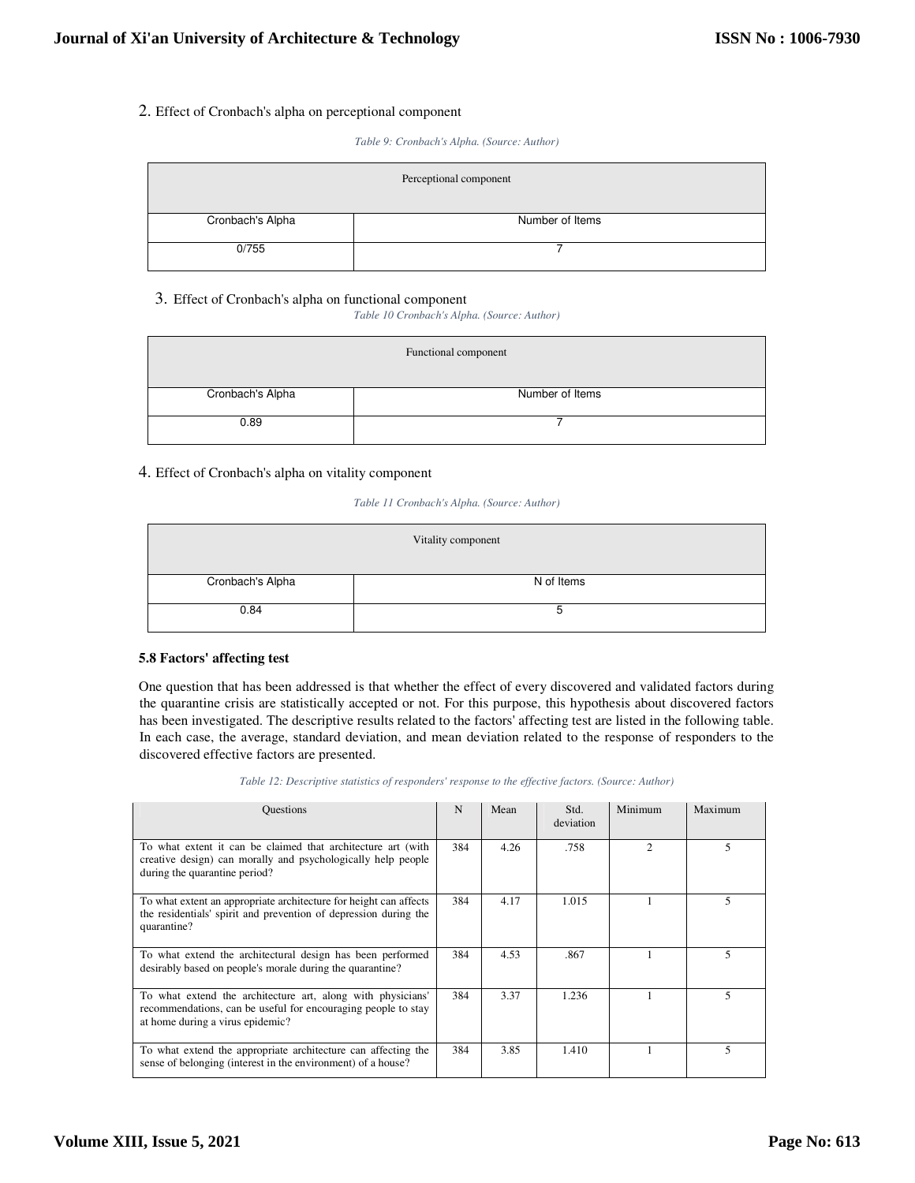2. Effect of Cronbach's alpha on perceptional component

*Table 9: Cronbach's Alpha. (Source: Author)*

| Perceptional component | |
|---|---|
| Cronbach's Alpha | Number of Items |
| 0/755 | 7 |

3. Effect of Cronbach's alpha on functional component

*Table 10 Cronbach's Alpha. (Source: Author)*

| Functional component | |
|---|---|
| Cronbach's Alpha | Number of Items |
| 0.89 | 7 |

4. Effect of Cronbach's alpha on vitality component

*Table 11 Cronbach's Alpha. (Source: Author)*

| Vitality component | |
|---|---|
| Cronbach's Alpha | N of Items |
| 0.84 | 5 |

**5.8 Factors' affecting test**

One question that has been addressed is that whether the effect of every discovered and validated factors during the quarantine crisis are statistically accepted or not. For this purpose, this hypothesis about discovered factors has been investigated. The descriptive results related to the factors' affecting test are listed in the following table. In each case, the average, standard deviation, and mean deviation related to the response of responders to the discovered effective factors are presented.

*Table 12: Descriptive statistics of responders' response to the effective factors. (Source: Author)*

| Questions | N | Mean | Std. deviation | Minimum | Maximum |
|---|---|---|---|---|---|
| To what extent it can be claimed that architecture art (with creative design) can morally and psychologically help people during the quarantine period? | 384 | 4.26 | .758 | 2 | 5 |
| To what extent an appropriate architecture for height can affects the residentials' spirit and prevention of depression during the quarantine? | 384 | 4.17 | 1.015 | 1 | 5 |
| To what extend the architectural design has been performed desirably based on people's morale during the quarantine? | 384 | 4.53 | .867 | 1 | 5 |
| To what extend the architecture art, along with physicians' recommendations, can be useful for encouraging people to stay at home during a virus epidemic? | 384 | 3.37 | 1.236 | 1 | 5 |
| To what extend the appropriate architecture can affecting the sense of belonging (interest in the environment) of a house? | 384 | 3.85 | 1.410 | 1 | 5 |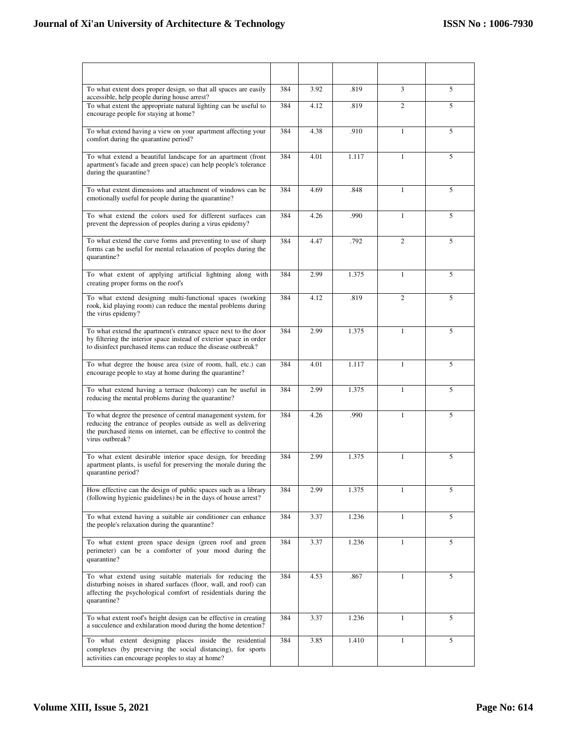| | | | | | |
|---|---|---|---|---|---|
| To what extent does proper design, so that all spaces are easily accessible, help people during house arrest? | 384 | 3.92 | .819 | 3 | 5 |
| To what extent the appropriate natural lighting can be useful to encourage people for staying at home? | 384 | 4.12 | .819 | 2 | 5 |
| To what extend having a view on your apartment affecting your comfort during the quarantine period? | 384 | 4.38 | .910 | 1 | 5 |
| To what extend a beautiful landscape for an apartment (front apartment's facade and green space) can help people's tolerance during the quarantine? | 384 | 4.01 | 1.117 | 1 | 5 |
| To what extent dimensions and attachment of windows can be emotionally useful for people during the quarantine? | 384 | 4.69 | .848 | 1 | 5 |
| To what extend the colors used for different surfaces can prevent the depression of peoples during a virus epidemy? | 384 | 4.26 | .990 | 1 | 5 |
| To what extend the curve forms and preventing to use of sharp forms can be useful for mental relaxation of peoples during the quarantine? | 384 | 4.47 | .792 | 2 | 5 |
| To what extent of applying artificial lightning along with creating proper forms on the roof's | 384 | 2.99 | 1.375 | 1 | 5 |
| To what extend designing multi-functional spaces (working rook, kid playing room) can reduce the mental problems during the virus epidemy? | 384 | 4.12 | .819 | 2 | 5 |
| To what extend the apartment's entrance space next to the door by filtering the interior space instead of exterior space in order to disinfect purchased items can reduce the disease outbreak? | 384 | 2.99 | 1.375 | 1 | 5 |
| To what degree the house area (size of room, hall, etc.) can encourage people to stay at home during the quarantine? | 384 | 4.01 | 1.117 | 1 | 5 |
| To what extend having a terrace (balcony) can be useful in reducing the mental problems during the quarantine? | 384 | 2.99 | 1.375 | 1 | 5 |
| To what degree the presence of central management system, for reducing the entrance of peoples outside as well as delivering the purchased items on internet, can be effective to control the virus outbreak? | 384 | 4.26 | .990 | 1 | 5 |
| To what extent desirable interior space design, for breeding apartment plants, is useful for preserving the morale during the quarantine period? | 384 | 2.99 | 1.375 | 1 | 5 |
| How effective can the design of public spaces such as a library (following hygienic guidelines) be in the days of house arrest? | 384 | 2.99 | 1.375 | 1 | 5 |
| To what extend having a suitable air conditioner can enhance the people's relaxation during the quarantine? | 384 | 3.37 | 1.236 | 1 | 5 |
| To what extent green space design (green roof and green perimeter) can be a comforter of your mood during the quarantine? | 384 | 3.37 | 1.236 | 1 | 5 |
| To what extend using suitable materials for reducing the disturbing noises in shared surfaces (floor, wall, and roof) can affecting the psychological comfort of residentials during the quarantine? | 384 | 4.53 | .867 | 1 | 5 |
| To what extent roof's height design can be effective in creating a succulence and exhilaration mood during the home detention? | 384 | 3.37 | 1.236 | 1 | 5 |
| To what extent designing places inside the residential complexes (by preserving the social distancing), for sports activities can encourage peoples to stay at home? | 384 | 3.85 | 1.410 | 1 | 5 |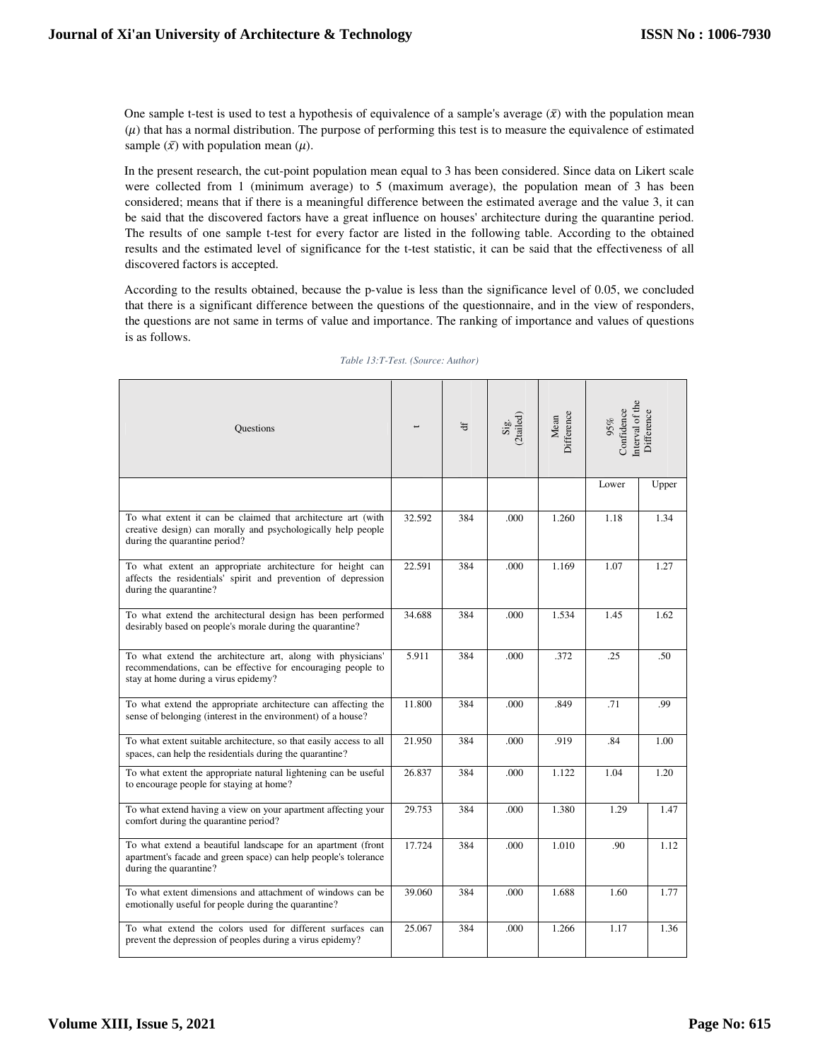One sample t-test is used to test a hypothesis of equivalence of a sample's average ($\bar{x}$) with the population mean ($\mu$) that has a normal distribution. The purpose of performing this test is to measure the equivalence of estimated sample ($\bar{x}$) with population mean ($\mu$).

In the present research, the cut-point population mean equal to 3 has been considered. Since data on Likert scale were collected from 1 (minimum average) to 5 (maximum average), the population mean of 3 has been considered; means that if there is a meaningful difference between the estimated average and the value 3, it can be said that the discovered factors have a great influence on houses' architecture during the quarantine period. The results of one sample t-test for every factor are listed in the following table. According to the obtained results and the estimated level of significance for the t-test statistic, it can be said that the effectiveness of all discovered factors is accepted.

According to the results obtained, because the p-value is less than the significance level of 0.05, we concluded that there is a significant difference between the questions of the questionnaire, and in the view of responders, the questions are not same in terms of value and importance. The ranking of importance and values of questions is as follows.

*Table 13:T-Test. (Source: Author)*

| Questions | t | df | Sig. (2tailed) | Mean Difference | 95% Confidence Interval of the Difference | |
|---|---|---|---|---|---|---|
| | | | | | Lower | Upper |
| To what extent it can be claimed that architecture art (with creative design) can morally and psychologically help people during the quarantine period? | 32.592 | 384 | .000 | 1.260 | 1.18 | 1.34 |
| To what extent an appropriate architecture for height can affects the residentials' spirit and prevention of depression during the quarantine? | 22.591 | 384 | .000 | 1.169 | 1.07 | 1.27 |
| To what extend the architectural design has been performed desirably based on people's morale during the quarantine? | 34.688 | 384 | .000 | 1.534 | 1.45 | 1.62 |
| To what extend the architecture art, along with physicians' recommendations, can be effective for encouraging people to stay at home during a virus epidemy? | 5.911 | 384 | .000 | .372 | .25 | .50 |
| To what extend the appropriate architecture can affecting the sense of belonging (interest in the environment) of a house? | 11.800 | 384 | .000 | .849 | .71 | .99 |
| To what extent suitable architecture, so that easily access to all spaces, can help the residentials during the quarantine? | 21.950 | 384 | .000 | .919 | .84 | 1.00 |
| To what extent the appropriate natural lightening can be useful to encourage people for staying at home? | 26.837 | 384 | .000 | 1.122 | 1.04 | 1.20 |
| To what extend having a view on your apartment affecting your comfort during the quarantine period? | 29.753 | 384 | .000 | 1.380 | 1.29 | 1.47 |
| To what extend a beautiful landscape for an apartment (front apartment's facade and green space) can help people's tolerance during the quarantine? | 17.724 | 384 | .000 | 1.010 | .90 | 1.12 |
| To what extent dimensions and attachment of windows can be emotionally useful for people during the quarantine? | 39.060 | 384 | .000 | 1.688 | 1.60 | 1.77 |
| To what extend the colors used for different surfaces can prevent the depression of peoples during a virus epidemy? | 25.067 | 384 | .000 | 1.266 | 1.17 | 1.36 |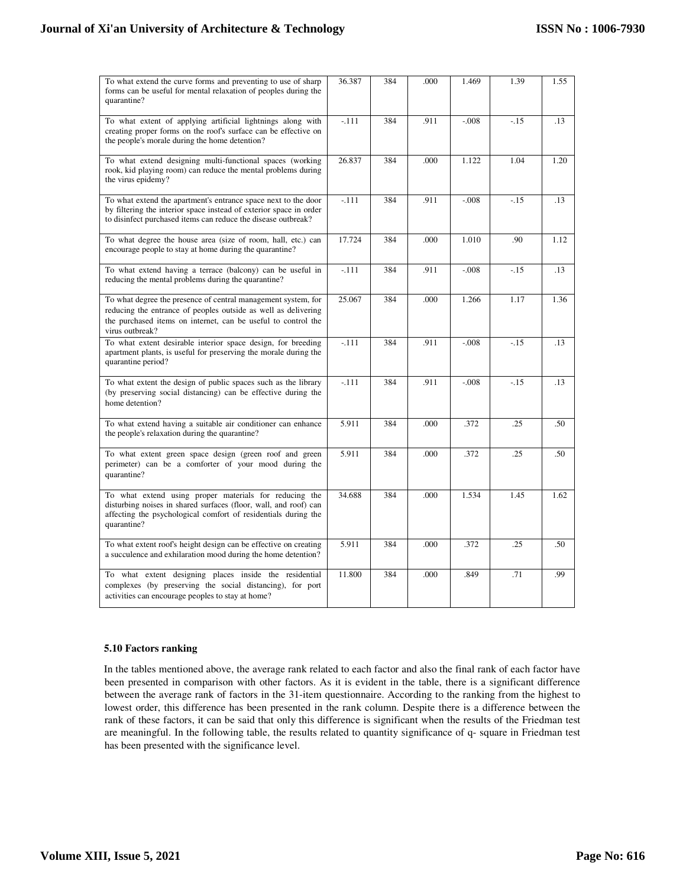| | | | | | | |
|---|---|---|---|---|---|---|
| To what extend the curve forms and preventing to use of sharp forms can be useful for mental relaxation of peoples during the quarantine? | 36.387 | 384 | .000 | 1.469 | 1.39 | 1.55 |
| To what extent of applying artificial lightnings along with creating proper forms on the roof's surface can be effective on the people's morale during the home detention? | -.111 | 384 | .911 | -.008 | -.15 | .13 |
| To what extend designing multi-functional spaces (working rook, kid playing room) can reduce the mental problems during the virus epidemy? | 26.837 | 384 | .000 | 1.122 | 1.04 | 1.20 |
| To what extend the apartment's entrance space next to the door by filtering the interior space instead of exterior space in order to disinfect purchased items can reduce the disease outbreak? | -.111 | 384 | .911 | -.008 | -.15 | .13 |
| To what degree the house area (size of room, hall, etc.) can encourage people to stay at home during the quarantine? | 17.724 | 384 | .000 | 1.010 | .90 | 1.12 |
| To what extend having a terrace (balcony) can be useful in reducing the mental problems during the quarantine? | -.111 | 384 | .911 | -.008 | -.15 | .13 |
| To what degree the presence of central management system, for reducing the entrance of peoples outside as well as delivering the purchased items on internet, can be useful to control the virus outbreak? | 25.067 | 384 | .000 | 1.266 | 1.17 | 1.36 |
| To what extent desirable interior space design, for breeding apartment plants, is useful for preserving the morale during the quarantine period? | -.111 | 384 | .911 | -.008 | -.15 | .13 |
| To what extent the design of public spaces such as the library (by preserving social distancing) can be effective during the home detention? | -.111 | 384 | .911 | -.008 | -.15 | .13 |
| To what extend having a suitable air conditioner can enhance the people's relaxation during the quarantine? | 5.911 | 384 | .000 | .372 | .25 | .50 |
| To what extent green space design (green roof and green perimeter) can be a comforter of your mood during the quarantine? | 5.911 | 384 | .000 | .372 | .25 | .50 |
| To what extend using proper materials for reducing the disturbing noises in shared surfaces (floor, wall, and roof) can affecting the psychological comfort of residentials during the quarantine? | 34.688 | 384 | .000 | 1.534 | 1.45 | 1.62 |
| To what extent roof's height design can be effective on creating a succulence and exhilaration mood during the home detention? | 5.911 | 384 | .000 | .372 | .25 | .50 |
| To what extent designing places inside the residential complexes (by preserving the social distancing), for port activities can encourage peoples to stay at home? | 11.800 | 384 | .000 | .849 | .71 | .99 |

### 5.10 Factors ranking

In the tables mentioned above, the average rank related to each factor and also the final rank of each factor have been presented in comparison with other factors. As it is evident in the table, there is a significant difference between the average rank of factors in the 31-item questionnaire. According to the ranking from the highest to lowest order, this difference has been presented in the rank column. Despite there is a difference between the rank of these factors, it can be said that only this difference is significant when the results of the Friedman test are meaningful. In the following table, the results related to quantity significance of q- square in Friedman test has been presented with the significance level.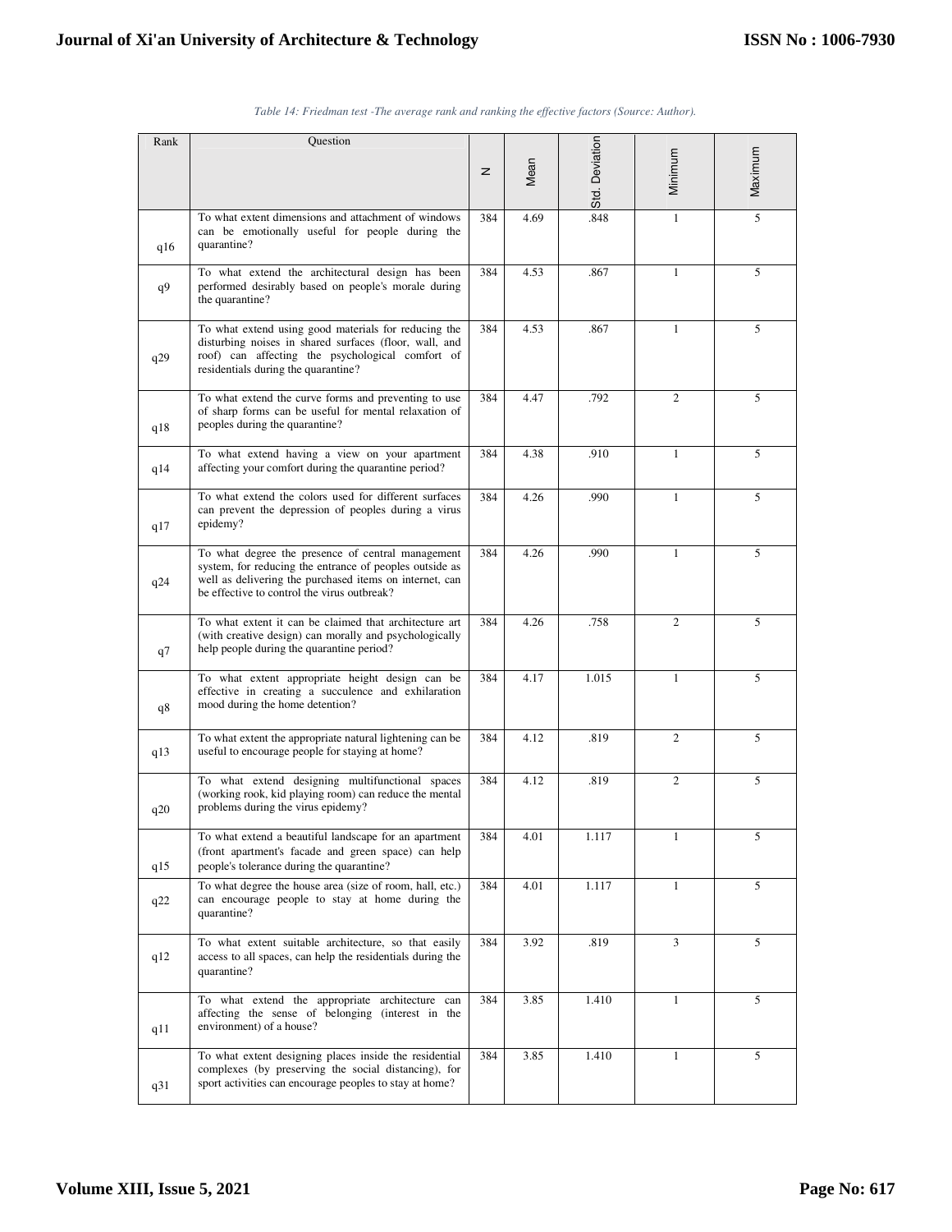*Table 14: Friedman test -The average rank and ranking the effective factors (Source: Author).*

| Rank | Question | N | Mean | Std. Deviation | Minimum | Maximum |
|---|---|---|---|---|---|---|
| q16 | To what extent dimensions and attachment of windows can be emotionally useful for people during the quarantine? | 384 | 4.69 | .848 | 1 | 5 |
| q9 | To what extend the architectural design has been performed desirably based on people's morale during the quarantine? | 384 | 4.53 | .867 | 1 | 5 |
| q29 | To what extend using good materials for reducing the disturbing noises in shared surfaces (floor, wall, and roof) can affecting the psychological comfort of residentials during the quarantine? | 384 | 4.53 | .867 | 1 | 5 |
| q18 | To what extend the curve forms and preventing to use of sharp forms can be useful for mental relaxation of peoples during the quarantine? | 384 | 4.47 | .792 | 2 | 5 |
| q14 | To what extend having a view on your apartment affecting your comfort during the quarantine period? | 384 | 4.38 | .910 | 1 | 5 |
| q17 | To what extend the colors used for different surfaces can prevent the depression of peoples during a virus epidemy? | 384 | 4.26 | .990 | 1 | 5 |
| q24 | To what degree the presence of central management system, for reducing the entrance of peoples outside as well as delivering the purchased items on internet, can be effective to control the virus outbreak? | 384 | 4.26 | .990 | 1 | 5 |
| q7 | To what extent it can be claimed that architecture art (with creative design) can morally and psychologically help people during the quarantine period? | 384 | 4.26 | .758 | 2 | 5 |
| q8 | To what extent appropriate height design can be effective in creating a succulence and exhilaration mood during the home detention? | 384 | 4.17 | 1.015 | 1 | 5 |
| q13 | To what extent the appropriate natural lightening can be useful to encourage people for staying at home? | 384 | 4.12 | .819 | 2 | 5 |
| q20 | To what extend designing multifunctional spaces (working rook, kid playing room) can reduce the mental problems during the virus epidemy? | 384 | 4.12 | .819 | 2 | 5 |
| q15 | To what extend a beautiful landscape for an apartment (front apartment's facade and green space) can help people's tolerance during the quarantine? | 384 | 4.01 | 1.117 | 1 | 5 |
| q22 | To what degree the house area (size of room, hall, etc.) can encourage people to stay at home during the quarantine? | 384 | 4.01 | 1.117 | 1 | 5 |
| q12 | To what extent suitable architecture, so that easily access to all spaces, can help the residentials during the quarantine? | 384 | 3.92 | .819 | 3 | 5 |
| q11 | To what extend the appropriate architecture can affecting the sense of belonging (interest in the environment) of a house? | 384 | 3.85 | 1.410 | 1 | 5 |
| q31 | To what extent designing places inside the residential complexes (by preserving the social distancing), for sport activities can encourage peoples to stay at home? | 384 | 3.85 | 1.410 | 1 | 5 |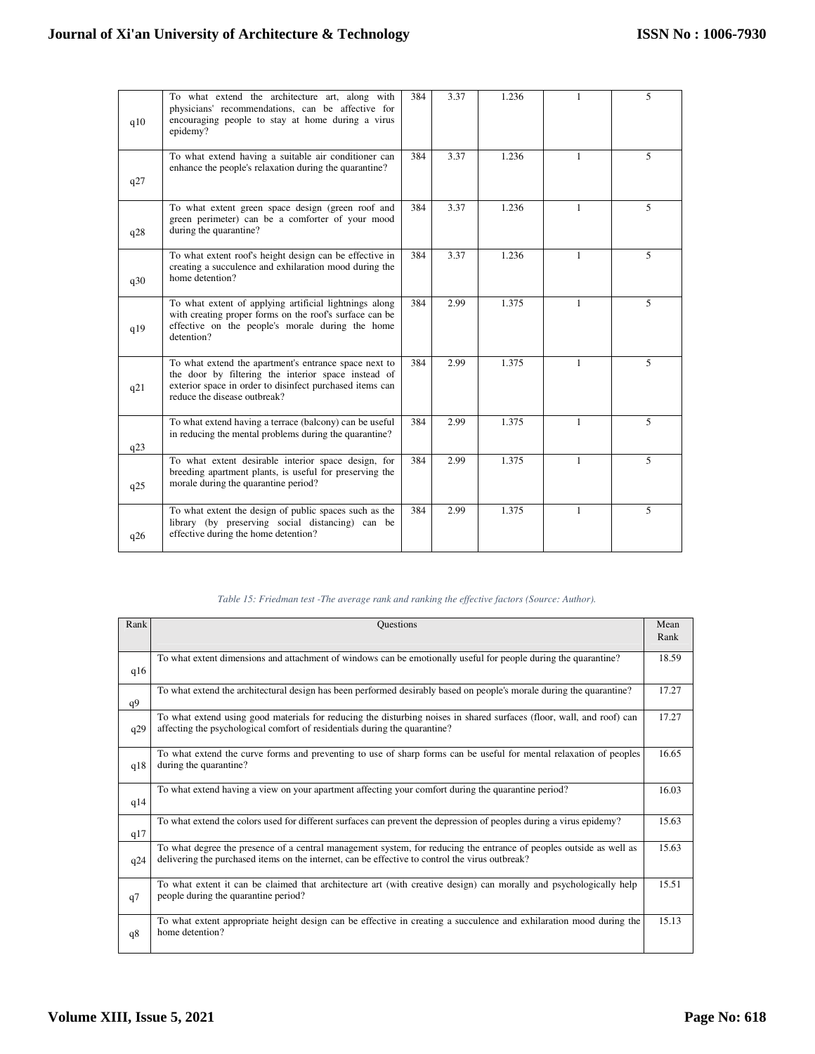| | | | | | | |
|---|---|---|---|---|---|---|
| q10 | To what extend the architecture art, along with physicians' recommendations, can be affective for encouraging people to stay at home during a virus epidemy? | 384 | 3.37 | 1.236 | 1 | 5 |
| q27 | To what extend having a suitable air conditioner can enhance the people's relaxation during the quarantine? | 384 | 3.37 | 1.236 | 1 | 5 |
| q28 | To what extent green space design (green roof and green perimeter) can be a comforter of your mood during the quarantine? | 384 | 3.37 | 1.236 | 1 | 5 |
| q30 | To what extent roof's height design can be effective in creating a succulence and exhilaration mood during the home detention? | 384 | 3.37 | 1.236 | 1 | 5 |
| q19 | To what extent of applying artificial lightnings along with creating proper forms on the roof's surface can be effective on the people's morale during the home detention? | 384 | 2.99 | 1.375 | 1 | 5 |
| q21 | To what extend the apartment's entrance space next to the door by filtering the interior space instead of exterior space in order to disinfect purchased items can reduce the disease outbreak? | 384 | 2.99 | 1.375 | 1 | 5 |
| q23 | To what extend having a terrace (balcony) can be useful in reducing the mental problems during the quarantine? | 384 | 2.99 | 1.375 | 1 | 5 |
| q25 | To what extent desirable interior space design, for breeding apartment plants, is useful for preserving the morale during the quarantine period? | 384 | 2.99 | 1.375 | 1 | 5 |
| q26 | To what extent the design of public spaces such as the library (by preserving social distancing) can be effective during the home detention? | 384 | 2.99 | 1.375 | 1 | 5 |

*Table 15: Friedman test -The average rank and ranking the effective factors (Source: Author).*

| Rank | Questions | Mean Rank |
|---|---|---|
| q16 | To what extent dimensions and attachment of windows can be emotionally useful for people during the quarantine? | 18.59 |
| q9 | To what extend the architectural design has been performed desirably based on people's morale during the quarantine? | 17.27 |
| q29 | To what extend using good materials for reducing the disturbing noises in shared surfaces (floor, wall, and roof) can affecting the psychological comfort of residentials during the quarantine? | 17.27 |
| q18 | To what extend the curve forms and preventing to use of sharp forms can be useful for mental relaxation of peoples during the quarantine? | 16.65 |
| q14 | To what extend having a view on your apartment affecting your comfort during the quarantine period? | 16.03 |
| q17 | To what extend the colors used for different surfaces can prevent the depression of peoples during a virus epidemy? | 15.63 |
| q24 | To what degree the presence of a central management system, for reducing the entrance of peoples outside as well as delivering the purchased items on the internet, can be effective to control the virus outbreak? | 15.63 |
| q7 | To what extent it can be claimed that architecture art (with creative design) can morally and psychologically help people during the quarantine period? | 15.51 |
| q8 | To what extent appropriate height design can be effective in creating a succulence and exhilaration mood during the home detention? | 15.13 |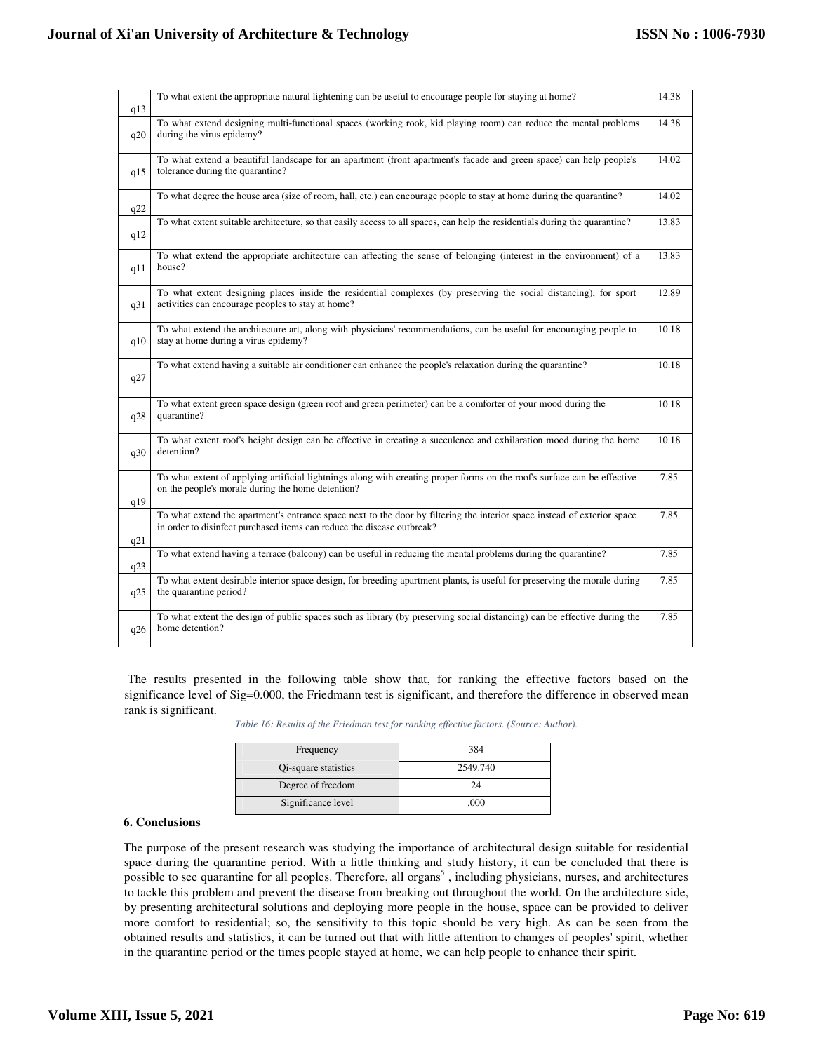| | | |
|---|---|---|
| q13 | To what extent the appropriate natural lightening can be useful to encourage people for staying at home? | 14.38 |
| q20 | To what extend designing multi-functional spaces (working rook, kid playing room) can reduce the mental problems during the virus epidemy? | 14.38 |
| q15 | To what extend a beautiful landscape for an apartment (front apartment's facade and green space) can help people's tolerance during the quarantine? | 14.02 |
| q22 | To what degree the house area (size of room, hall, etc.) can encourage people to stay at home during the quarantine? | 14.02 |
| q12 | To what extent suitable architecture, so that easily access to all spaces, can help the residentials during the quarantine? | 13.83 |
| q11 | To what extend the appropriate architecture can affecting the sense of belonging (interest in the environment) of a house? | 13.83 |
| q31 | To what extent designing places inside the residential complexes (by preserving the social distancing), for sport activities can encourage peoples to stay at home? | 12.89 |
| q10 | To what extend the architecture art, along with physicians' recommendations, can be useful for encouraging people to stay at home during a virus epidemy? | 10.18 |
| q27 | To what extend having a suitable air conditioner can enhance the people's relaxation during the quarantine? | 10.18 |
| q28 | To what extent green space design (green roof and green perimeter) can be a comforter of your mood during the quarantine? | 10.18 |
| q30 | To what extent roof's height design can be effective in creating a succulence and exhilaration mood during the home detention? | 10.18 |
| q19 | To what extent of applying artificial lightnings along with creating proper forms on the roof's surface can be effective on the people's morale during the home detention? | 7.85 |
| q21 | To what extend the apartment's entrance space next to the door by filtering the interior space instead of exterior space in order to disinfect purchased items can reduce the disease outbreak? | 7.85 |
| q23 | To what extend having a terrace (balcony) can be useful in reducing the mental problems during the quarantine? | 7.85 |
| q25 | To what extent desirable interior space design, for breeding apartment plants, is useful for preserving the morale during the quarantine period? | 7.85 |
| q26 | To what extent the design of public spaces such as library (by preserving social distancing) can be effective during the home detention? | 7.85 |

The results presented in the following table show that, for ranking the effective factors based on the significance level of Sig=0.000, the Friedmann test is significant, and therefore the difference in observed mean rank is significant.

*Table 16: Results of the Friedman test for ranking effective factors. (Source: Author).*

| | |
|---|---|
| Frequency | 384 |
| Qi-square statistics | 2549.740 |
| Degree of freedom | 24 |
| Significance level | .000 |

### 6. Conclusions

The purpose of the present research was studying the importance of architectural design suitable for residential space during the quarantine period. With a little thinking and study history, it can be concluded that there is possible to see quarantine for all peoples. Therefore, all organs[5] , including physicians, nurses, and architectures to tackle this problem and prevent the disease from breaking out throughout the world. On the architecture side, by presenting architectural solutions and deploying more people in the house, space can be provided to deliver more comfort to residential; so, the sensitivity to this topic should be very high. As can be seen from the obtained results and statistics, it can be turned out that with little attention to changes of peoples' spirit, whether in the quarantine period or the times people stayed at home, we can help people to enhance their spirit.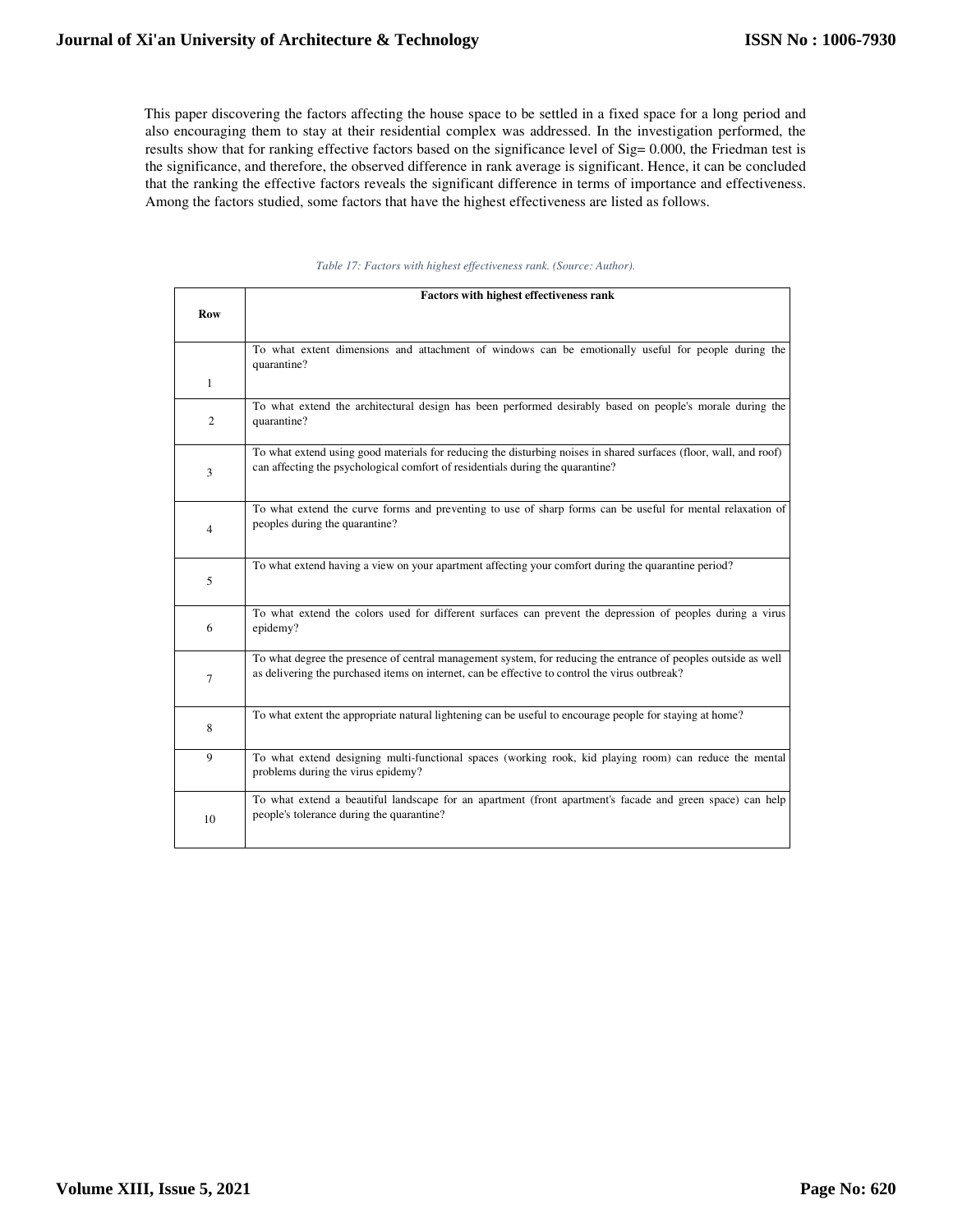This paper discovering the factors affecting the house space to be settled in a fixed space for a long period and also encouraging them to stay at their residential complex was addressed. In the investigation performed, the results show that for ranking effective factors based on the significance level of Sig= 0.000, the Friedman test is the significance, and therefore, the observed difference in rank average is significant. Hence, it can be concluded that the ranking the effective factors reveals the significant difference in terms of importance and effectiveness. Among the factors studied, some factors that have the highest effectiveness are listed as follows.

*Table 17: Factors with highest effectiveness rank. (Source: Author).*

| Row | Factors with highest effectiveness rank |
|---|---|
| 1 | To what extent dimensions and attachment of windows can be emotionally useful for people during the quarantine? |
| 2 | To what extend the architectural design has been performed desirably based on people's morale during the quarantine? |
| 3 | To what extend using good materials for reducing the disturbing noises in shared surfaces (floor, wall, and roof) can affecting the psychological comfort of residentials during the quarantine? |
| 4 | To what extend the curve forms and preventing to use of sharp forms can be useful for mental relaxation of peoples during the quarantine? |
| 5 | To what extend having a view on your apartment affecting your comfort during the quarantine period? |
| 6 | To what extend the colors used for different surfaces can prevent the depression of peoples during a virus epidemy? |
| 7 | To what degree the presence of central management system, for reducing the entrance of peoples outside as well as delivering the purchased items on internet, can be effective to control the virus outbreak? |
| 8 | To what extent the appropriate natural lightening can be useful to encourage people for staying at home? |
| 9 | To what extend designing multi-functional spaces (working rook, kid playing room) can reduce the mental problems during the virus epidemy? |
| 10 | To what extend a beautiful landscape for an apartment (front apartment's facade and green space) can help people's tolerance during the quarantine? |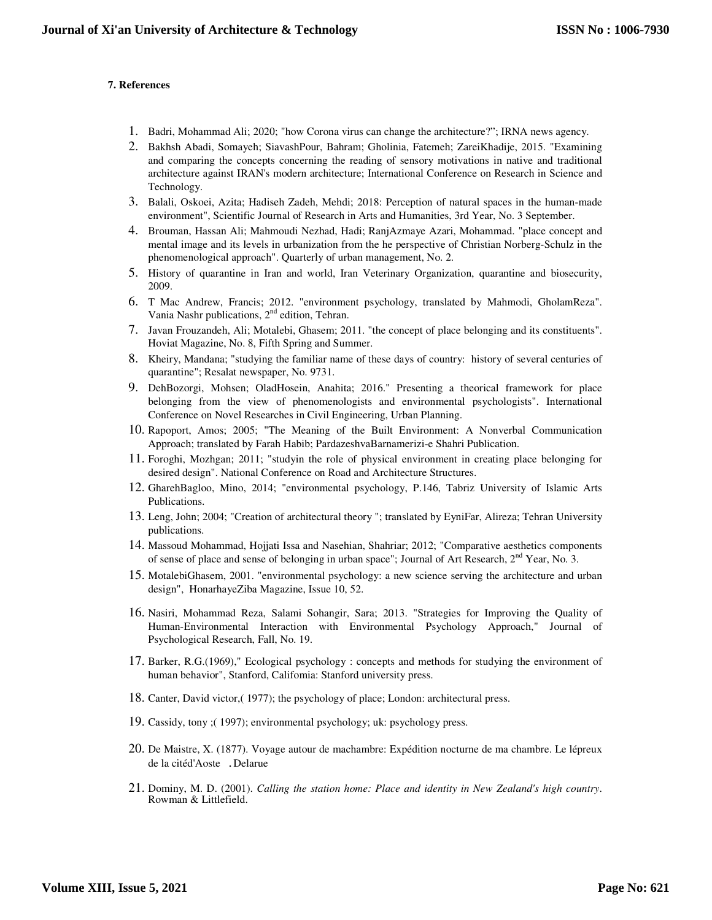**7. References**

1. Badri, Mohammad Ali; 2020; "how Corona virus can change the architecture?"; IRNA news agency.
2. Bakhsh Abadi, Somayeh; SiavashPour, Bahram; Gholinia, Fatemeh; ZareiKhadije, 2015. "Examining and comparing the concepts concerning the reading of sensory motivations in native and traditional architecture against IRAN's modern architecture; International Conference on Research in Science and Technology.
3. Balali, Oskoei, Azita; Hadiseh Zadeh, Mehdi; 2018: Perception of natural spaces in the human-made environment", Scientific Journal of Research in Arts and Humanities, 3rd Year, No. 3 September.
4. Brouman, Hassan Ali; Mahmoudi Nezhad, Hadi; RanjAzmaye Azari, Mohammad. "place concept and mental image and its levels in urbanization from the he perspective of Christian Norberg-Schulz in the phenomenological approach". Quarterly of urban management, No. 2.
5. History of quarantine in Iran and world, Iran Veterinary Organization, quarantine and biosecurity, 2009.
6. T Mac Andrew, Francis; 2012. "environment psychology, translated by Mahmodi, GholamReza". Vania Nashr publications, 2nd edition, Tehran.
7. Javan Frouzandeh, Ali; Motalebi, Ghasem; 2011. "the concept of place belonging and its constituents". Hoviat Magazine, No. 8, Fifth Spring and Summer.
8. Kheiry, Mandana; "studying the familiar name of these days of country: history of several centuries of quarantine"; Resalat newspaper, No. 9731.
9. DehBozorgi, Mohsen; OladHosein, Anahita; 2016." Presenting a theorical framework for place belonging from the view of phenomenologists and environmental psychologists". International Conference on Novel Researches in Civil Engineering, Urban Planning.
10. Rapoport, Amos; 2005; "The Meaning of the Built Environment: A Nonverbal Communication Approach; translated by Farah Habib; PardazeshvaBarnamerizi-e Shahri Publication.
11. Foroghi, Mozhgan; 2011; "studyin the role of physical environment in creating place belonging for desired design". National Conference on Road and Architecture Structures.
12. GharehBagloo, Mino, 2014; "environmental psychology, P.146, Tabriz University of Islamic Arts Publications.
13. Leng, John; 2004; "Creation of architectural theory "; translated by EyniFar, Alireza; Tehran University publications.
14. Massoud Mohammad, Hojjati Issa and Nasehian, Shahriar; 2012; "Comparative aesthetics components of sense of place and sense of belonging in urban space"; Journal of Art Research, 2nd Year, No. 3.
15. MotalebiGhasem, 2001. "environmental psychology: a new science serving the architecture and urban design", HonarhayeZiba Magazine, Issue 10, 52.
16. Nasiri, Mohammad Reza, Salami Sohangir, Sara; 2013. "Strategies for Improving the Quality of Human-Environmental Interaction with Environmental Psychology Approach," Journal of Psychological Research, Fall, No. 19.
17. Barker, R.G.(1969)," Ecological psychology : concepts and methods for studying the environment of human behavior", Stanford, Califomia: Stanford university press.
18. Canter, David victor,( 1977); the psychology of place; London: architectural press.
19. Cassidy, tony ;( 1997); environmental psychology; uk: psychology press.
20. De Maistre, X. (1877). Voyage autour de machambre: Expédition nocturne de ma chambre. Le lépreux de la citéd'Aoste . Delarue
21. Dominy, M. D. (2001). *Calling the station home: Place and identity in New Zealand's high country*. Rowman & Littlefield.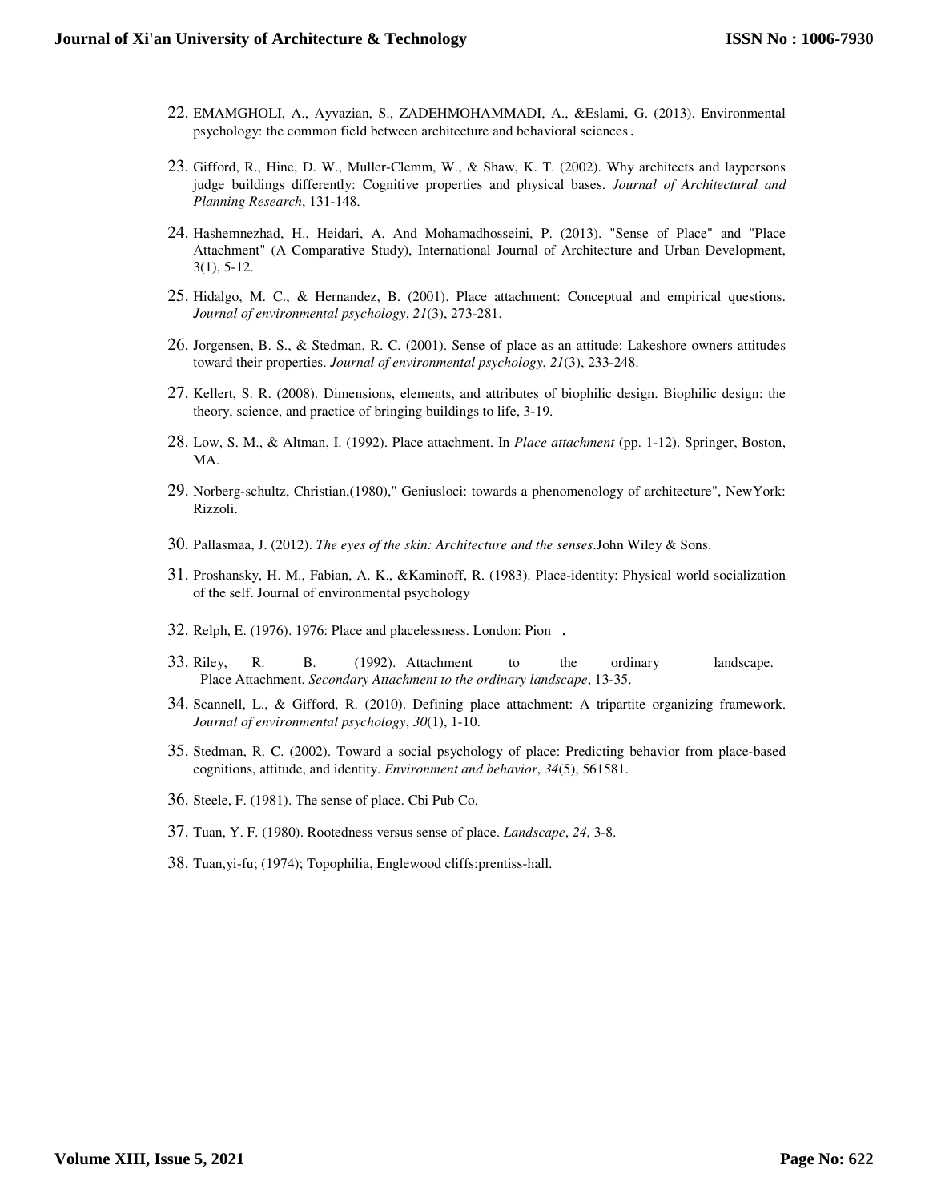22. EMAMGHOLI, A., Ayvazian, S., ZADEHMOHAMMADI, A., &Eslami, G. (2013). Environmental psychology: the common field between architecture and behavioral sciences.

23. Gifford, R., Hine, D. W., Muller-Clemm, W., & Shaw, K. T. (2002). Why architects and laypersons judge buildings differently: Cognitive properties and physical bases. *Journal of Architectural and Planning Research*, 131-148.

24. Hashemnezhad, H., Heidari, A. And Mohamadhosseini, P. (2013). "Sense of Place" and "Place Attachment" (A Comparative Study), International Journal of Architecture and Urban Development, 3(1), 5-12.

25. Hidalgo, M. C., & Hernandez, B. (2001). Place attachment: Conceptual and empirical questions. *Journal of environmental psychology*, *21*(3), 273-281.

26. Jorgensen, B. S., & Stedman, R. C. (2001). Sense of place as an attitude: Lakeshore owners attitudes toward their properties. *Journal of environmental psychology*, *21*(3), 233-248.

27. Kellert, S. R. (2008). Dimensions, elements, and attributes of biophilic design. Biophilic design: the theory, science, and practice of bringing buildings to life, 3-19.

28. Low, S. M., & Altman, I. (1992). Place attachment. In *Place attachment* (pp. 1-12). Springer, Boston, MA.

29. Norberg-schultz, Christian,(1980)," Geniusloci: towards a phenomenology of architecture", NewYork: Rizzoli.

30. Pallasmaa, J. (2012). *The eyes of the skin: Architecture and the senses*.John Wiley & Sons.

31. Proshansky, H. M., Fabian, A. K., &Kaminoff, R. (1983). Place-identity: Physical world socialization of the self. Journal of environmental psychology

32. Relph, E. (1976). 1976: Place and placelessness. London: Pion .

33. Riley, R. B. (1992). Attachment to the ordinary landscape. Place Attachment. *Secondary Attachment to the ordinary landscape*, 13-35.

34. Scannell, L., & Gifford, R. (2010). Defining place attachment: A tripartite organizing framework. *Journal of environmental psychology*, *30*(1), 1-10.

35. Stedman, R. C. (2002). Toward a social psychology of place: Predicting behavior from place-based cognitions, attitude, and identity. *Environment and behavior*, *34*(5), 561581.

36. Steele, F. (1981). The sense of place. Cbi Pub Co.

37. Tuan, Y. F. (1980). Rootedness versus sense of place. *Landscape*, *24*, 3-8.

38. Tuan,yi-fu; (1974); Topophilia, Englewood cliffs:prentiss-hall.